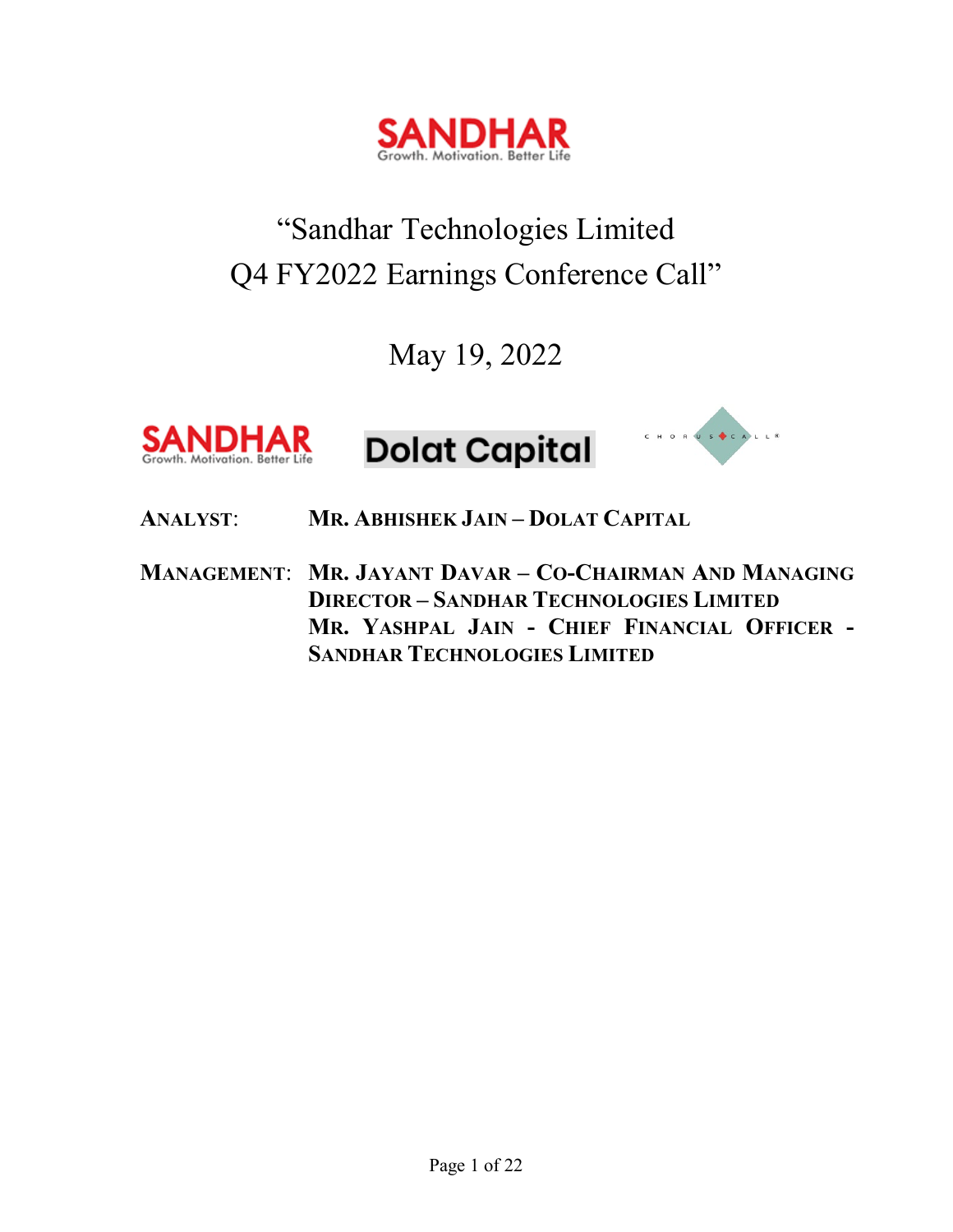SANDHAR
Growth. Motivation. Better Life

# "Sandhar Technologies Limited Q4 FY2022 Earnings Conference Call"

May 19, 2022

SANDHAR Growth. Motivation. Better Life | Dolat Capital | CHORUS CALL

**ANALYST:** MR. ABHISHEK JAIN – DOLAT CAPITAL

**MANAGEMENT:** MR. JAYANT DAVAR – CO-CHAIRMAN AND MANAGING DIRECTOR – SANDHAR TECHNOLOGIES LIMITED

MR. YASHPAL JAIN - CHIEF FINANCIAL OFFICER - SANDHAR TECHNOLOGIES LIMITED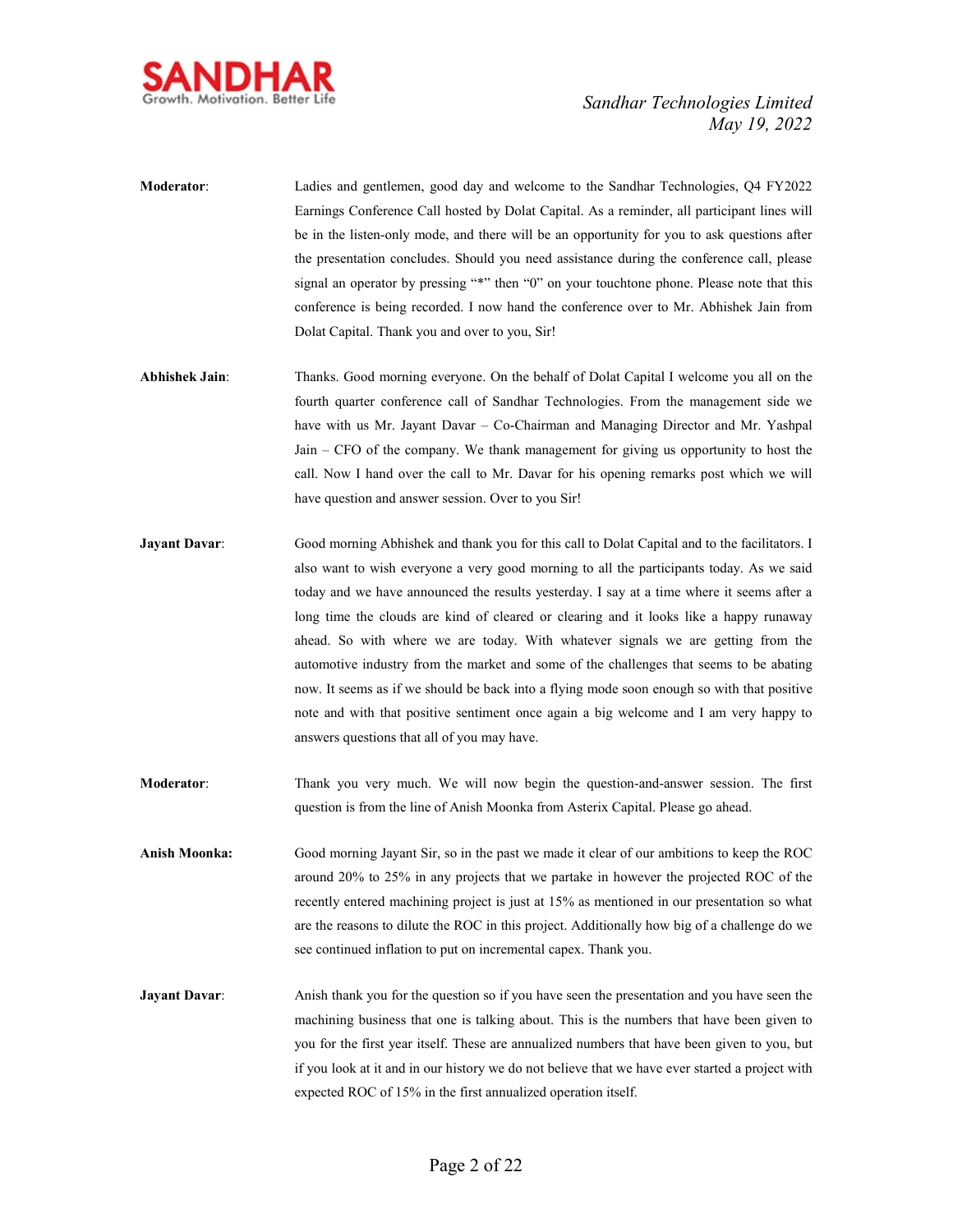**Moderator**: Ladies and gentlemen, good day and welcome to the Sandhar Technologies, Q4 FY2022 Earnings Conference Call hosted by Dolat Capital. As a reminder, all participant lines will be in the listen-only mode, and there will be an opportunity for you to ask questions after the presentation concludes. Should you need assistance during the conference call, please signal an operator by pressing "*" then "0" on your touchtone phone. Please note that this conference is being recorded. I now hand the conference over to Mr. Abhishek Jain from Dolat Capital. Thank you and over to you, Sir!

**Abhishek Jain**: Thanks. Good morning everyone. On the behalf of Dolat Capital I welcome you all on the fourth quarter conference call of Sandhar Technologies. From the management side we have with us Mr. Jayant Davar – Co-Chairman and Managing Director and Mr. Yashpal Jain – CFO of the company. We thank management for giving us opportunity to host the call. Now I hand over the call to Mr. Davar for his opening remarks post which we will have question and answer session. Over to you Sir!

**Jayant Davar**: Good morning Abhishek and thank you for this call to Dolat Capital and to the facilitators. I also want to wish everyone a very good morning to all the participants today. As we said today and we have announced the results yesterday. I say at a time where it seems after a long time the clouds are kind of cleared or clearing and it looks like a happy runaway ahead. So with where we are today. With whatever signals we are getting from the automotive industry from the market and some of the challenges that seems to be abating now. It seems as if we should be back into a flying mode soon enough so with that positive note and with that positive sentiment once again a big welcome and I am very happy to answers questions that all of you may have.

**Moderator**: Thank you very much. We will now begin the question-and-answer session. The first question is from the line of Anish Moonka from Asterix Capital. Please go ahead.

**Anish Moonka:** Good morning Jayant Sir, so in the past we made it clear of our ambitions to keep the ROC around 20% to 25% in any projects that we partake in however the projected ROC of the recently entered machining project is just at 15% as mentioned in our presentation so what are the reasons to dilute the ROC in this project. Additionally how big of a challenge do we see continued inflation to put on incremental capex. Thank you.

**Jayant Davar**: Anish thank you for the question so if you have seen the presentation and you have seen the machining business that one is talking about. This is the numbers that have been given to you for the first year itself. These are annualized numbers that have been given to you, but if you look at it and in our history we do not believe that we have ever started a project with expected ROC of 15% in the first annualized operation itself.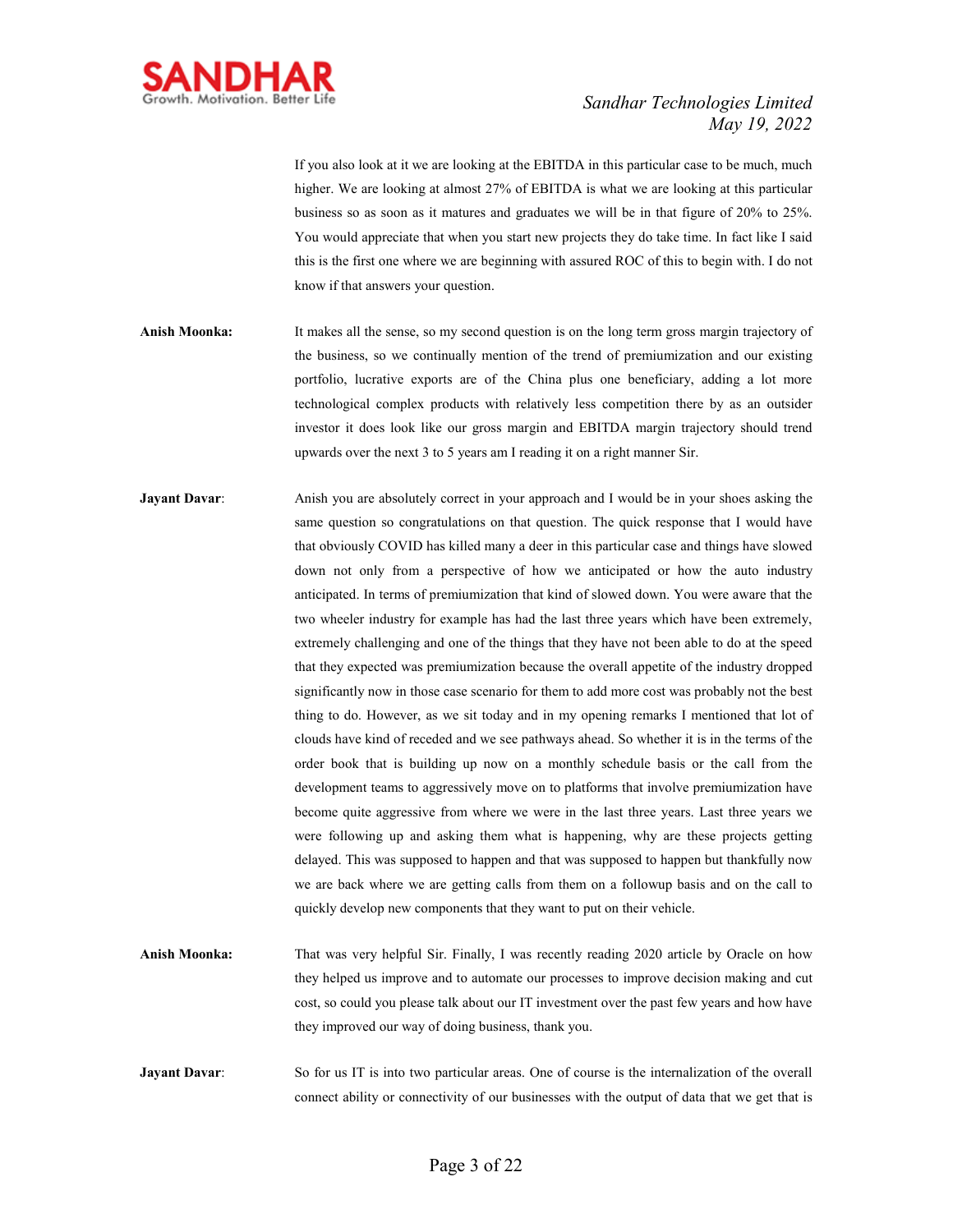If you also look at it we are looking at the EBITDA in this particular case to be much, much higher. We are looking at almost 27% of EBITDA is what we are looking at this particular business so as soon as it matures and graduates we will be in that figure of 20% to 25%. You would appreciate that when you start new projects they do take time. In fact like I said this is the first one where we are beginning with assured ROC of this to begin with. I do not know if that answers your question.

**Anish Moonka:** It makes all the sense, so my second question is on the long term gross margin trajectory of the business, so we continually mention of the trend of premiumization and our existing portfolio, lucrative exports are of the China plus one beneficiary, adding a lot more technological complex products with relatively less competition there by as an outsider investor it does look like our gross margin and EBITDA margin trajectory should trend upwards over the next 3 to 5 years am I reading it on a right manner Sir.

**Jayant Davar**: Anish you are absolutely correct in your approach and I would be in your shoes asking the same question so congratulations on that question. The quick response that I would have that obviously COVID has killed many a deer in this particular case and things have slowed down not only from a perspective of how we anticipated or how the auto industry anticipated. In terms of premiumization that kind of slowed down. You were aware that the two wheeler industry for example has had the last three years which have been extremely, extremely challenging and one of the things that they have not been able to do at the speed that they expected was premiumization because the overall appetite of the industry dropped significantly now in those case scenario for them to add more cost was probably not the best thing to do. However, as we sit today and in my opening remarks I mentioned that lot of clouds have kind of receded and we see pathways ahead. So whether it is in the terms of the order book that is building up now on a monthly schedule basis or the call from the development teams to aggressively move on to platforms that involve premiumization have become quite aggressive from where we were in the last three years. Last three years we were following up and asking them what is happening, why are these projects getting delayed. This was supposed to happen and that was supposed to happen but thankfully now we are back where we are getting calls from them on a followup basis and on the call to quickly develop new components that they want to put on their vehicle.

**Anish Moonka:** That was very helpful Sir. Finally, I was recently reading 2020 article by Oracle on how they helped us improve and to automate our processes to improve decision making and cut cost, so could you please talk about our IT investment over the past few years and how have they improved our way of doing business, thank you.

**Jayant Davar**: So for us IT is into two particular areas. One of course is the internalization of the overall connect ability or connectivity of our businesses with the output of data that we get that is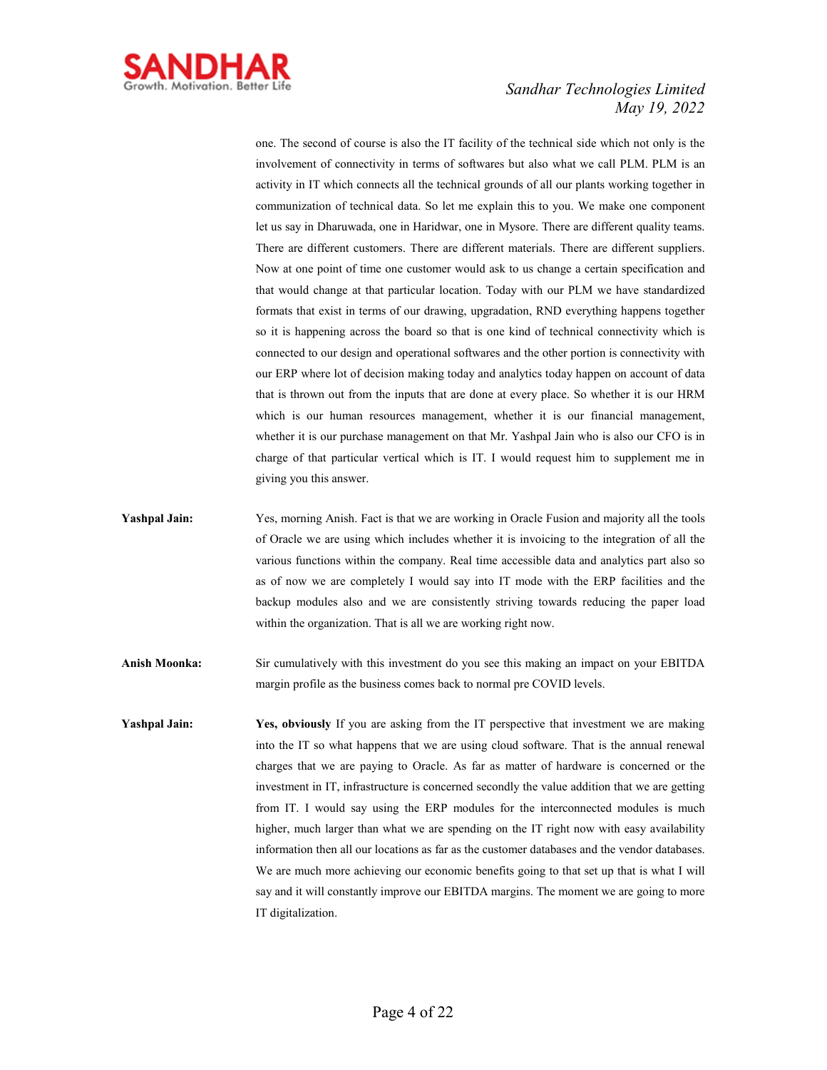one. The second of course is also the IT facility of the technical side which not only is the involvement of connectivity in terms of softwares but also what we call PLM. PLM is an activity in IT which connects all the technical grounds of all our plants working together in communization of technical data. So let me explain this to you. We make one component let us say in Dharuwada, one in Haridwar, one in Mysore. There are different quality teams. There are different customers. There are different materials. There are different suppliers. Now at one point of time one customer would ask to us change a certain specification and that would change at that particular location. Today with our PLM we have standardized formats that exist in terms of our drawing, upgradation, RND everything happens together so it is happening across the board so that is one kind of technical connectivity which is connected to our design and operational softwares and the other portion is connectivity with our ERP where lot of decision making today and analytics today happen on account of data that is thrown out from the inputs that are done at every place. So whether it is our HRM which is our human resources management, whether it is our financial management, whether it is our purchase management on that Mr. Yashpal Jain who is also our CFO is in charge of that particular vertical which is IT. I would request him to supplement me in giving you this answer.

**Yashpal Jain:** Yes, morning Anish. Fact is that we are working in Oracle Fusion and majority all the tools of Oracle we are using which includes whether it is invoicing to the integration of all the various functions within the company. Real time accessible data and analytics part also so as of now we are completely I would say into IT mode with the ERP facilities and the backup modules also and we are consistently striving towards reducing the paper load within the organization. That is all we are working right now.

**Anish Moonka:** Sir cumulatively with this investment do you see this making an impact on your EBITDA margin profile as the business comes back to normal pre COVID levels.

**Yashpal Jain:** **Yes, obviously** If you are asking from the IT perspective that investment we are making into the IT so what happens that we are using cloud software. That is the annual renewal charges that we are paying to Oracle. As far as matter of hardware is concerned or the investment in IT, infrastructure is concerned secondly the value addition that we are getting from IT. I would say using the ERP modules for the interconnected modules is much higher, much larger than what we are spending on the IT right now with easy availability information then all our locations as far as the customer databases and the vendor databases. We are much more achieving our economic benefits going to that set up that is what I will say and it will constantly improve our EBITDA margins. The moment we are going to more IT digitalization.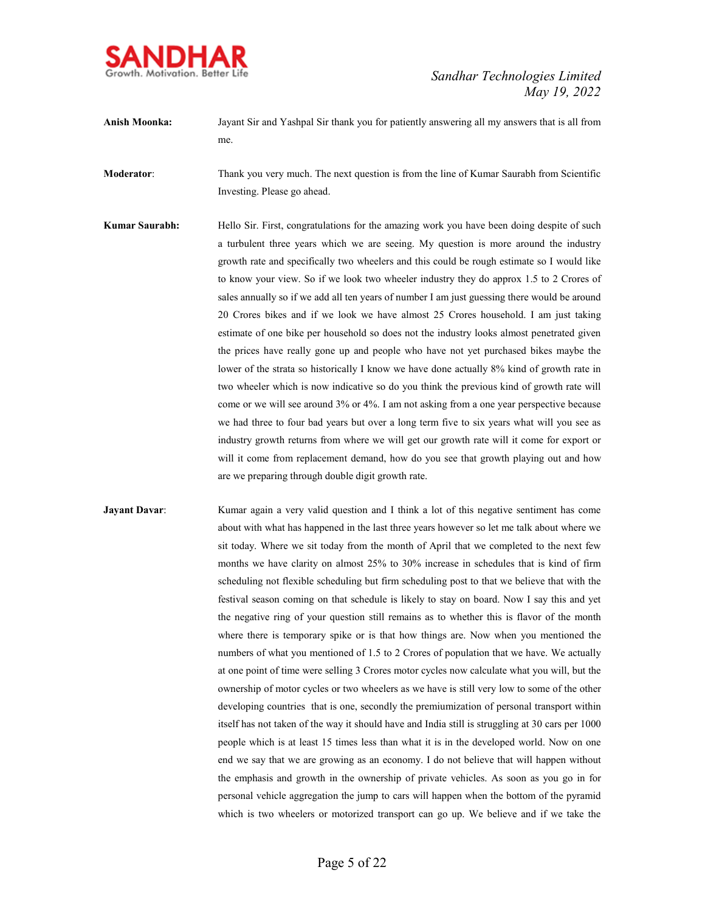**Anish Moonka:** Jayant Sir and Yashpal Sir thank you for patiently answering all my answers that is all from me.

**Moderator**: Thank you very much. The next question is from the line of Kumar Saurabh from Scientific Investing. Please go ahead.

**Kumar Saurabh:** Hello Sir. First, congratulations for the amazing work you have been doing despite of such a turbulent three years which we are seeing. My question is more around the industry growth rate and specifically two wheelers and this could be rough estimate so I would like to know your view. So if we look two wheeler industry they do approx 1.5 to 2 Crores of sales annually so if we add all ten years of number I am just guessing there would be around 20 Crores bikes and if we look we have almost 25 Crores household. I am just taking estimate of one bike per household so does not the industry looks almost penetrated given the prices have really gone up and people who have not yet purchased bikes maybe the lower of the strata so historically I know we have done actually 8% kind of growth rate in two wheeler which is now indicative so do you think the previous kind of growth rate will come or we will see around 3% or 4%. I am not asking from a one year perspective because we had three to four bad years but over a long term five to six years what will you see as industry growth returns from where we will get our growth rate will it come for export or will it come from replacement demand, how do you see that growth playing out and how are we preparing through double digit growth rate.

**Jayant Davar**: Kumar again a very valid question and I think a lot of this negative sentiment has come about with what has happened in the last three years however so let me talk about where we sit today. Where we sit today from the month of April that we completed to the next few months we have clarity on almost 25% to 30% increase in schedules that is kind of firm scheduling not flexible scheduling but firm scheduling post to that we believe that with the festival season coming on that schedule is likely to stay on board. Now I say this and yet the negative ring of your question still remains as to whether this is flavor of the month where there is temporary spike or is that how things are. Now when you mentioned the numbers of what you mentioned of 1.5 to 2 Crores of population that we have. We actually at one point of time were selling 3 Crores motor cycles now calculate what you will, but the ownership of motor cycles or two wheelers as we have is still very low to some of the other developing countries that is one, secondly the premiumization of personal transport within itself has not taken of the way it should have and India still is struggling at 30 cars per 1000 people which is at least 15 times less than what it is in the developed world. Now on one end we say that we are growing as an economy. I do not believe that will happen without the emphasis and growth in the ownership of private vehicles. As soon as you go in for personal vehicle aggregation the jump to cars will happen when the bottom of the pyramid which is two wheelers or motorized transport can go up. We believe and if we take the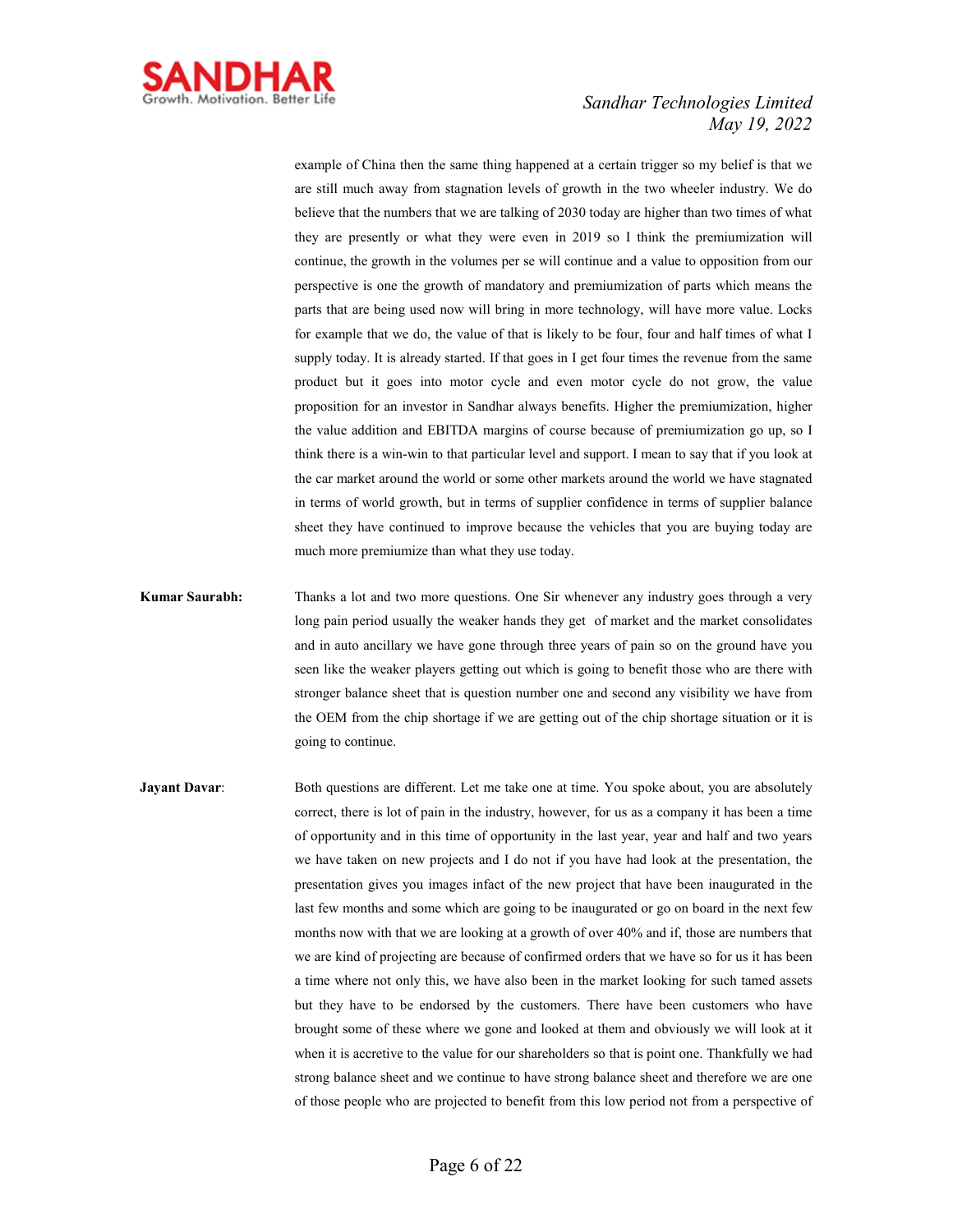example of China then the same thing happened at a certain trigger so my belief is that we are still much away from stagnation levels of growth in the two wheeler industry. We do believe that the numbers that we are talking of 2030 today are higher than two times of what they are presently or what they were even in 2019 so I think the premiumization will continue, the growth in the volumes per se will continue and a value to opposition from our perspective is one the growth of mandatory and premiumization of parts which means the parts that are being used now will bring in more technology, will have more value. Locks for example that we do, the value of that is likely to be four, four and half times of what I supply today. It is already started. If that goes in I get four times the revenue from the same product but it goes into motor cycle and even motor cycle do not grow, the value proposition for an investor in Sandhar always benefits. Higher the premiumization, higher the value addition and EBITDA margins of course because of premiumization go up, so I think there is a win-win to that particular level and support. I mean to say that if you look at the car market around the world or some other markets around the world we have stagnated in terms of world growth, but in terms of supplier confidence in terms of supplier balance sheet they have continued to improve because the vehicles that you are buying today are much more premiumize than what they use today.

**Kumar Saurabh:** Thanks a lot and two more questions. One Sir whenever any industry goes through a very long pain period usually the weaker hands they get of market and the market consolidates and in auto ancillary we have gone through three years of pain so on the ground have you seen like the weaker players getting out which is going to benefit those who are there with stronger balance sheet that is question number one and second any visibility we have from the OEM from the chip shortage if we are getting out of the chip shortage situation or it is going to continue.

**Jayant Davar**: Both questions are different. Let me take one at time. You spoke about, you are absolutely correct, there is lot of pain in the industry, however, for us as a company it has been a time of opportunity and in this time of opportunity in the last year, year and half and two years we have taken on new projects and I do not if you have had look at the presentation, the presentation gives you images infact of the new project that have been inaugurated in the last few months and some which are going to be inaugurated or go on board in the next few months now with that we are looking at a growth of over 40% and if, those are numbers that we are kind of projecting are because of confirmed orders that we have so for us it has been a time where not only this, we have also been in the market looking for such tamed assets but they have to be endorsed by the customers. There have been customers who have brought some of these where we gone and looked at them and obviously we will look at it when it is accretive to the value for our shareholders so that is point one. Thankfully we had strong balance sheet and we continue to have strong balance sheet and therefore we are one of those people who are projected to benefit from this low period not from a perspective of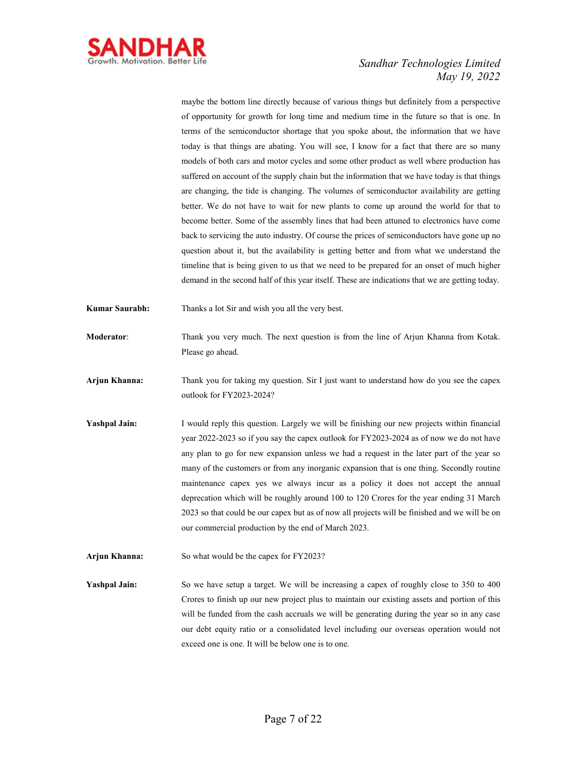maybe the bottom line directly because of various things but definitely from a perspective of opportunity for growth for long time and medium time in the future so that is one. In terms of the semiconductor shortage that you spoke about, the information that we have today is that things are abating. You will see, I know for a fact that there are so many models of both cars and motor cycles and some other product as well where production has suffered on account of the supply chain but the information that we have today is that things are changing, the tide is changing. The volumes of semiconductor availability are getting better. We do not have to wait for new plants to come up around the world for that to become better. Some of the assembly lines that had been attuned to electronics have come back to servicing the auto industry. Of course the prices of semiconductors have gone up no question about it, but the availability is getting better and from what we understand the timeline that is being given to us that we need to be prepared for an onset of much higher demand in the second half of this year itself. These are indications that we are getting today.

**Kumar Saurabh:** Thanks a lot Sir and wish you all the very best.

**Moderator**: Thank you very much. The next question is from the line of Arjun Khanna from Kotak. Please go ahead.

**Arjun Khanna:** Thank you for taking my question. Sir I just want to understand how do you see the capex outlook for FY2023-2024?

**Yashpal Jain:** I would reply this question. Largely we will be finishing our new projects within financial year 2022-2023 so if you say the capex outlook for FY2023-2024 as of now we do not have any plan to go for new expansion unless we had a request in the later part of the year so many of the customers or from any inorganic expansion that is one thing. Secondly routine maintenance capex yes we always incur as a policy it does not accept the annual deprecation which will be roughly around 100 to 120 Crores for the year ending 31 March 2023 so that could be our capex but as of now all projects will be finished and we will be on our commercial production by the end of March 2023.

**Arjun Khanna:** So what would be the capex for FY2023?

**Yashpal Jain:** So we have setup a target. We will be increasing a capex of roughly close to 350 to 400 Crores to finish up our new project plus to maintain our existing assets and portion of this will be funded from the cash accruals we will be generating during the year so in any case our debt equity ratio or a consolidated level including our overseas operation would not exceed one is one. It will be below one is to one.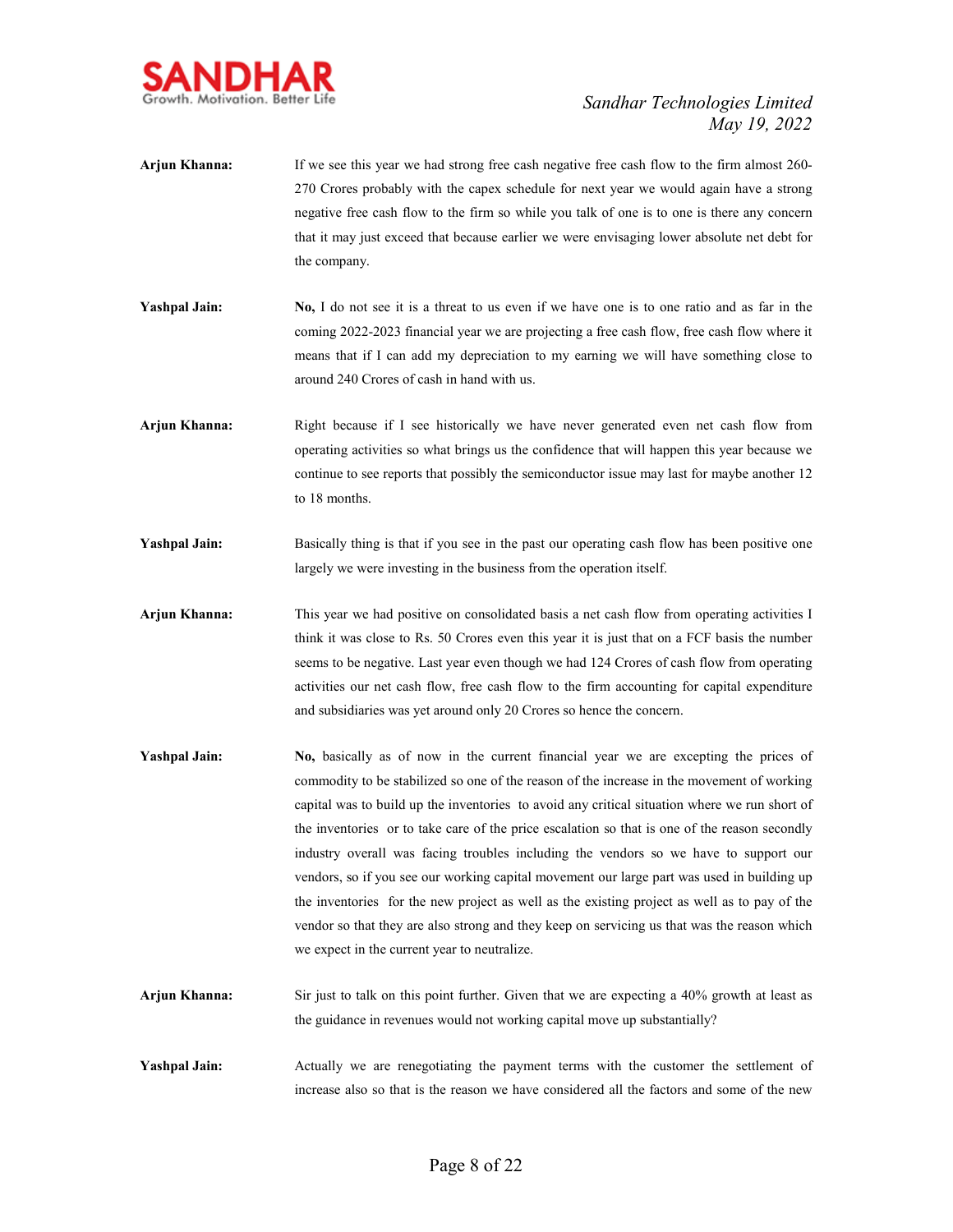**Arjun Khanna:** If we see this year we had strong free cash negative free cash flow to the firm almost 260-270 Crores probably with the capex schedule for next year we would again have a strong negative free cash flow to the firm so while you talk of one is to one is there any concern that it may just exceed that because earlier we were envisaging lower absolute net debt for the company.

**Yashpal Jain:** **No,** I do not see it is a threat to us even if we have one is to one ratio and as far in the coming 2022-2023 financial year we are projecting a free cash flow, free cash flow where it means that if I can add my depreciation to my earning we will have something close to around 240 Crores of cash in hand with us.

**Arjun Khanna:** Right because if I see historically we have never generated even net cash flow from operating activities so what brings us the confidence that will happen this year because we continue to see reports that possibly the semiconductor issue may last for maybe another 12 to 18 months.

**Yashpal Jain:** Basically thing is that if you see in the past our operating cash flow has been positive one largely we were investing in the business from the operation itself.

**Arjun Khanna:** This year we had positive on consolidated basis a net cash flow from operating activities I think it was close to Rs. 50 Crores even this year it is just that on a FCF basis the number seems to be negative. Last year even though we had 124 Crores of cash flow from operating activities our net cash flow, free cash flow to the firm accounting for capital expenditure and subsidiaries was yet around only 20 Crores so hence the concern.

**Yashpal Jain:** **No,** basically as of now in the current financial year we are excepting the prices of commodity to be stabilized so one of the reason of the increase in the movement of working capital was to build up the inventories to avoid any critical situation where we run short of the inventories or to take care of the price escalation so that is one of the reason secondly industry overall was facing troubles including the vendors so we have to support our vendors, so if you see our working capital movement our large part was used in building up the inventories for the new project as well as the existing project as well as to pay of the vendor so that they are also strong and they keep on servicing us that was the reason which we expect in the current year to neutralize.

**Arjun Khanna:** Sir just to talk on this point further. Given that we are expecting a 40% growth at least as the guidance in revenues would not working capital move up substantially?

**Yashpal Jain:** Actually we are renegotiating the payment terms with the customer the settlement of increase also so that is the reason we have considered all the factors and some of the new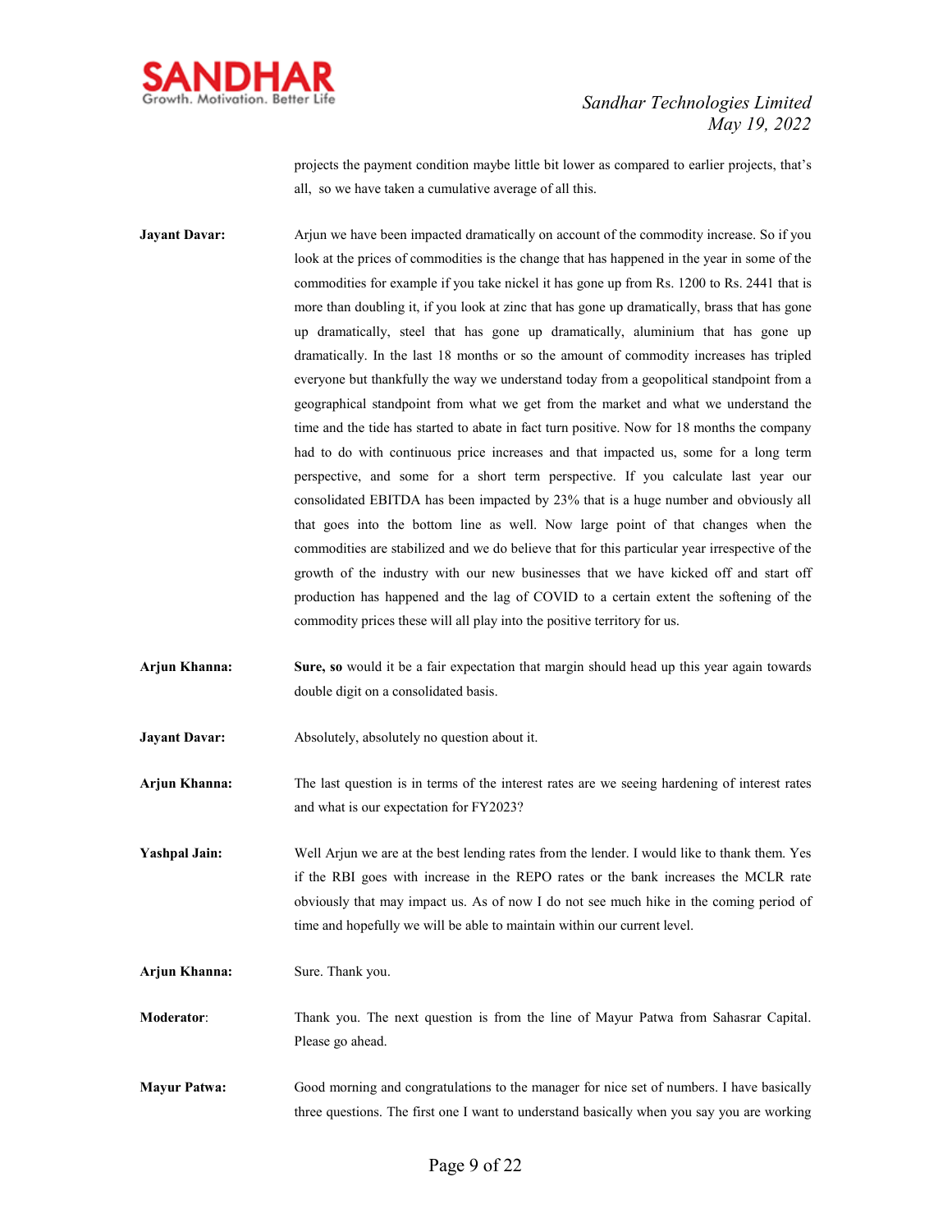projects the payment condition maybe little bit lower as compared to earlier projects, that's all, so we have taken a cumulative average of all this.

**Jayant Davar:** Arjun we have been impacted dramatically on account of the commodity increase. So if you look at the prices of commodities is the change that has happened in the year in some of the commodities for example if you take nickel it has gone up from Rs. 1200 to Rs. 2441 that is more than doubling it, if you look at zinc that has gone up dramatically, brass that has gone up dramatically, steel that has gone up dramatically, aluminium that has gone up dramatically. In the last 18 months or so the amount of commodity increases has tripled everyone but thankfully the way we understand today from a geopolitical standpoint from a geographical standpoint from what we get from the market and what we understand the time and the tide has started to abate in fact turn positive. Now for 18 months the company had to do with continuous price increases and that impacted us, some for a long term perspective, and some for a short term perspective. If you calculate last year our consolidated EBITDA has been impacted by 23% that is a huge number and obviously all that goes into the bottom line as well. Now large point of that changes when the commodities are stabilized and we do believe that for this particular year irrespective of the growth of the industry with our new businesses that we have kicked off and start off production has happened and the lag of COVID to a certain extent the softening of the commodity prices these will all play into the positive territory for us.

**Arjun Khanna:** **Sure, so** would it be a fair expectation that margin should head up this year again towards double digit on a consolidated basis.

**Jayant Davar:** Absolutely, absolutely no question about it.

**Arjun Khanna:** The last question is in terms of the interest rates are we seeing hardening of interest rates and what is our expectation for FY2023?

**Yashpal Jain:** Well Arjun we are at the best lending rates from the lender. I would like to thank them. Yes if the RBI goes with increase in the REPO rates or the bank increases the MCLR rate obviously that may impact us. As of now I do not see much hike in the coming period of time and hopefully we will be able to maintain within our current level.

**Arjun Khanna:** Sure. Thank you.

**Moderator**: Thank you. The next question is from the line of Mayur Patwa from Sahasrar Capital. Please go ahead.

**Mayur Patwa:** Good morning and congratulations to the manager for nice set of numbers. I have basically three questions. The first one I want to understand basically when you say you are working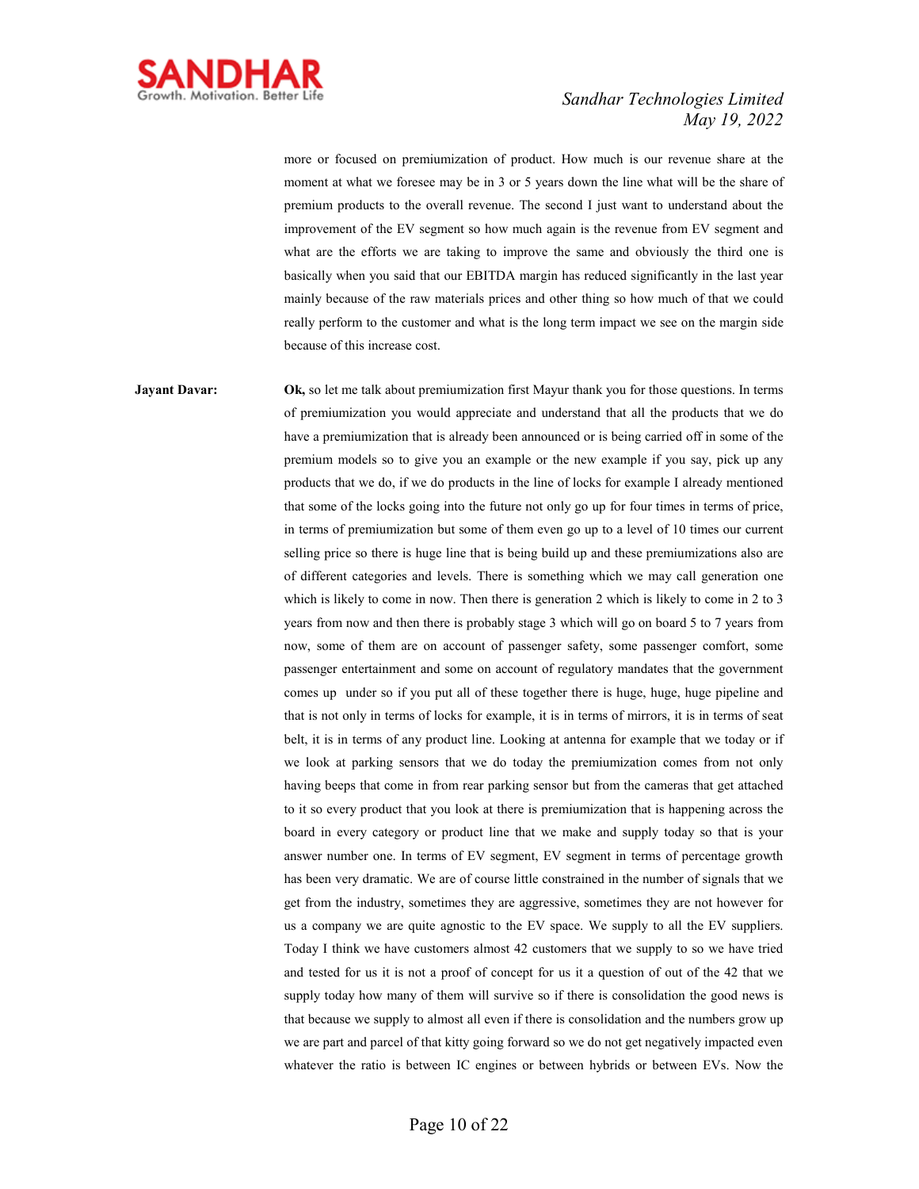more or focused on premiumization of product. How much is our revenue share at the moment at what we foresee may be in 3 or 5 years down the line what will be the share of premium products to the overall revenue. The second I just want to understand about the improvement of the EV segment so how much again is the revenue from EV segment and what are the efforts we are taking to improve the same and obviously the third one is basically when you said that our EBITDA margin has reduced significantly in the last year mainly because of the raw materials prices and other thing so how much of that we could really perform to the customer and what is the long term impact we see on the margin side because of this increase cost.

**Jayant Davar:** **Ok,** so let me talk about premiumization first Mayur thank you for those questions. In terms of premiumization you would appreciate and understand that all the products that we do have a premiumization that is already been announced or is being carried off in some of the premium models so to give you an example or the new example if you say, pick up any products that we do, if we do products in the line of locks for example I already mentioned that some of the locks going into the future not only go up for four times in terms of price, in terms of premiumization but some of them even go up to a level of 10 times our current selling price so there is huge line that is being build up and these premiumizations also are of different categories and levels. There is something which we may call generation one which is likely to come in now. Then there is generation 2 which is likely to come in 2 to 3 years from now and then there is probably stage 3 which will go on board 5 to 7 years from now, some of them are on account of passenger safety, some passenger comfort, some passenger entertainment and some on account of regulatory mandates that the government comes up under so if you put all of these together there is huge, huge, huge pipeline and that is not only in terms of locks for example, it is in terms of mirrors, it is in terms of seat belt, it is in terms of any product line. Looking at antenna for example that we today or if we look at parking sensors that we do today the premiumization comes from not only having beeps that come in from rear parking sensor but from the cameras that get attached to it so every product that you look at there is premiumization that is happening across the board in every category or product line that we make and supply today so that is your answer number one. In terms of EV segment, EV segment in terms of percentage growth has been very dramatic. We are of course little constrained in the number of signals that we get from the industry, sometimes they are aggressive, sometimes they are not however for us a company we are quite agnostic to the EV space. We supply to all the EV suppliers. Today I think we have customers almost 42 customers that we supply to so we have tried and tested for us it is not a proof of concept for us it a question of out of the 42 that we supply today how many of them will survive so if there is consolidation the good news is that because we supply to almost all even if there is consolidation and the numbers grow up we are part and parcel of that kitty going forward so we do not get negatively impacted even whatever the ratio is between IC engines or between hybrids or between EVs. Now the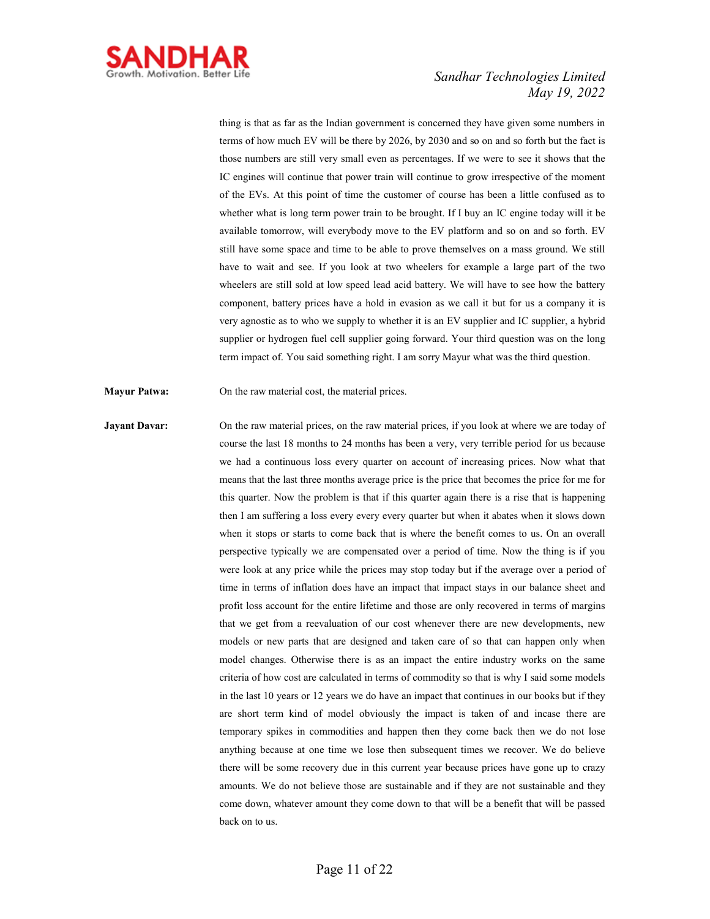thing is that as far as the Indian government is concerned they have given some numbers in terms of how much EV will be there by 2026, by 2030 and so on and so forth but the fact is those numbers are still very small even as percentages. If we were to see it shows that the IC engines will continue that power train will continue to grow irrespective of the moment of the EVs. At this point of time the customer of course has been a little confused as to whether what is long term power train to be brought. If I buy an IC engine today will it be available tomorrow, will everybody move to the EV platform and so on and so forth. EV still have some space and time to be able to prove themselves on a mass ground. We still have to wait and see. If you look at two wheelers for example a large part of the two wheelers are still sold at low speed lead acid battery. We will have to see how the battery component, battery prices have a hold in evasion as we call it but for us a company it is very agnostic as to who we supply to whether it is an EV supplier and IC supplier, a hybrid supplier or hydrogen fuel cell supplier going forward. Your third question was on the long term impact of. You said something right. I am sorry Mayur what was the third question.

**Mayur Patwa:** On the raw material cost, the material prices.

**Jayant Davar:** On the raw material prices, on the raw material prices, if you look at where we are today of course the last 18 months to 24 months has been a very, very terrible period for us because we had a continuous loss every quarter on account of increasing prices. Now what that means that the last three months average price is the price that becomes the price for me for this quarter. Now the problem is that if this quarter again there is a rise that is happening then I am suffering a loss every every every quarter but when it abates when it slows down when it stops or starts to come back that is where the benefit comes to us. On an overall perspective typically we are compensated over a period of time. Now the thing is if you were look at any price while the prices may stop today but if the average over a period of time in terms of inflation does have an impact that impact stays in our balance sheet and profit loss account for the entire lifetime and those are only recovered in terms of margins that we get from a reevaluation of our cost whenever there are new developments, new models or new parts that are designed and taken care of so that can happen only when model changes. Otherwise there is as an impact the entire industry works on the same criteria of how cost are calculated in terms of commodity so that is why I said some models in the last 10 years or 12 years we do have an impact that continues in our books but if they are short term kind of model obviously the impact is taken of and incase there are temporary spikes in commodities and happen then they come back then we do not lose anything because at one time we lose then subsequent times we recover. We do believe there will be some recovery due in this current year because prices have gone up to crazy amounts. We do not believe those are sustainable and if they are not sustainable and they come down, whatever amount they come down to that will be a benefit that will be passed back on to us.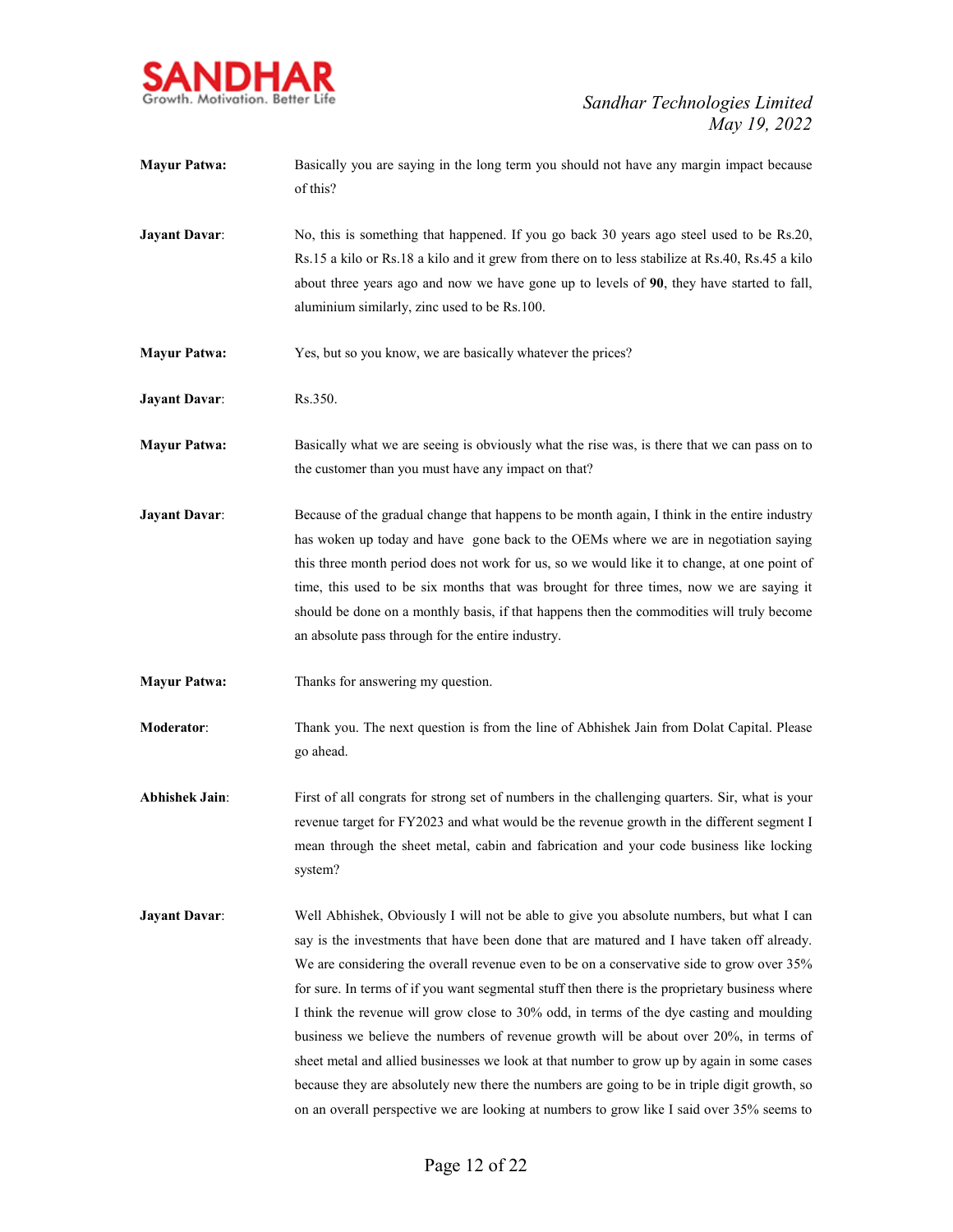**Mayur Patwa:** Basically you are saying in the long term you should not have any margin impact because of this?

**Jayant Davar:** No, this is something that happened. If you go back 30 years ago steel used to be Rs.20, Rs.15 a kilo or Rs.18 a kilo and it grew from there on to less stabilize at Rs.40, Rs.45 a kilo about three years ago and now we have gone up to levels of **90**, they have started to fall, aluminium similarly, zinc used to be Rs.100.

**Mayur Patwa:** Yes, but so you know, we are basically whatever the prices?

**Jayant Davar:** Rs.350.

**Mayur Patwa:** Basically what we are seeing is obviously what the rise was, is there that we can pass on to the customer than you must have any impact on that?

**Jayant Davar:** Because of the gradual change that happens to be month again, I think in the entire industry has woken up today and have gone back to the OEMs where we are in negotiation saying this three month period does not work for us, so we would like it to change, at one point of time, this used to be six months that was brought for three times, now we are saying it should be done on a monthly basis, if that happens then the commodities will truly become an absolute pass through for the entire industry.

**Mayur Patwa:** Thanks for answering my question.

**Moderator:** Thank you. The next question is from the line of Abhishek Jain from Dolat Capital. Please go ahead.

**Abhishek Jain:** First of all congrats for strong set of numbers in the challenging quarters. Sir, what is your revenue target for FY2023 and what would be the revenue growth in the different segment I mean through the sheet metal, cabin and fabrication and your code business like locking system?

**Jayant Davar:** Well Abhishek, Obviously I will not be able to give you absolute numbers, but what I can say is the investments that have been done that are matured and I have taken off already. We are considering the overall revenue even to be on a conservative side to grow over 35% for sure. In terms of if you want segmental stuff then there is the proprietary business where I think the revenue will grow close to 30% odd, in terms of the dye casting and moulding business we believe the numbers of revenue growth will be about over 20%, in terms of sheet metal and allied businesses we look at that number to grow up by again in some cases because they are absolutely new there the numbers are going to be in triple digit growth, so on an overall perspective we are looking at numbers to grow like I said over 35% seems to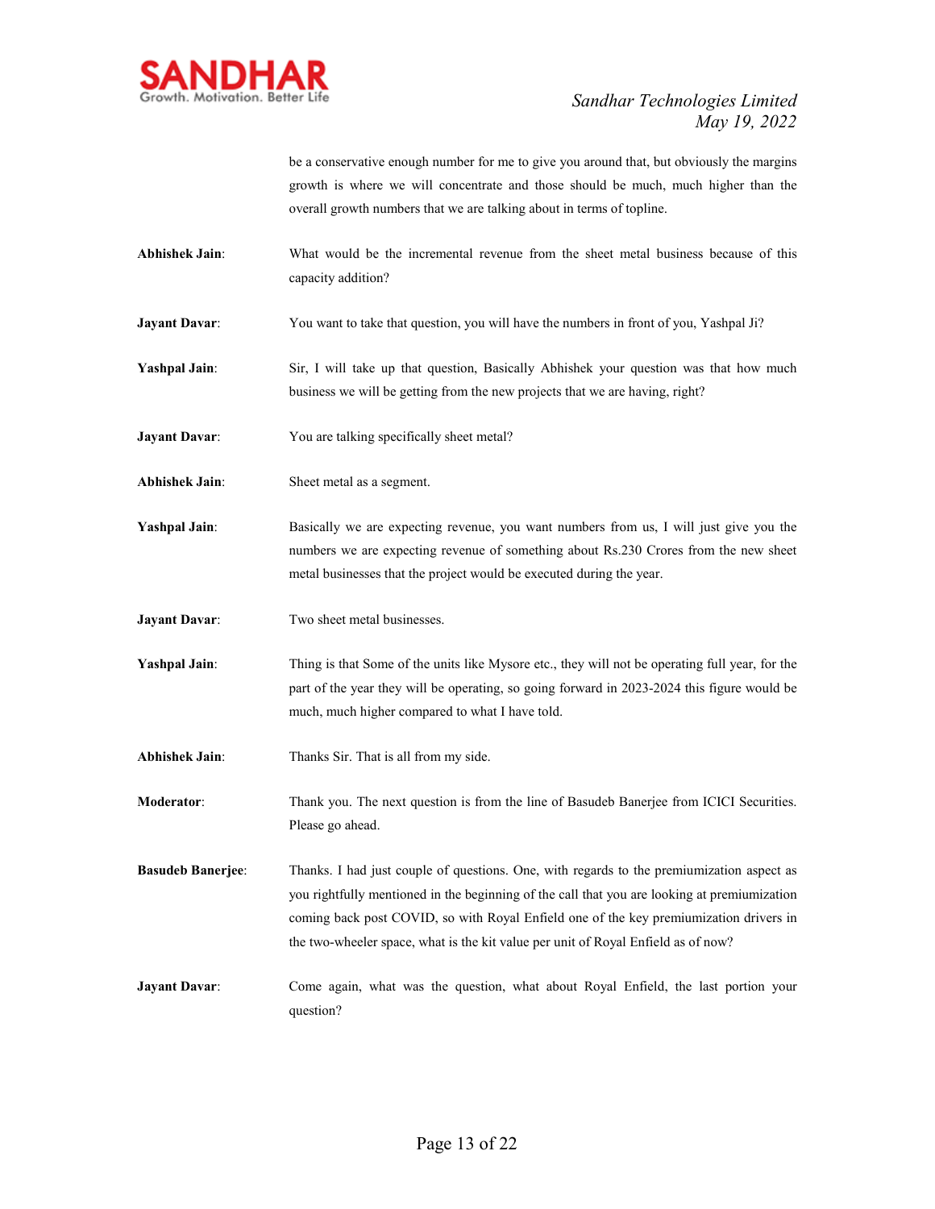be a conservative enough number for me to give you around that, but obviously the margins growth is where we will concentrate and those should be much, much higher than the overall growth numbers that we are talking about in terms of topline.

**Abhishek Jain**: What would be the incremental revenue from the sheet metal business because of this capacity addition?

**Jayant Davar**: You want to take that question, you will have the numbers in front of you, Yashpal Ji?

**Yashpal Jain**: Sir, I will take up that question, Basically Abhishek your question was that how much business we will be getting from the new projects that we are having, right?

**Jayant Davar**: You are talking specifically sheet metal?

**Abhishek Jain**: Sheet metal as a segment.

**Yashpal Jain**: Basically we are expecting revenue, you want numbers from us, I will just give you the numbers we are expecting revenue of something about Rs.230 Crores from the new sheet metal businesses that the project would be executed during the year.

**Jayant Davar**: Two sheet metal businesses.

**Yashpal Jain**: Thing is that Some of the units like Mysore etc., they will not be operating full year, for the part of the year they will be operating, so going forward in 2023-2024 this figure would be much, much higher compared to what I have told.

**Abhishek Jain**: Thanks Sir. That is all from my side.

**Moderator**: Thank you. The next question is from the line of Basudeb Banerjee from ICICI Securities. Please go ahead.

**Basudeb Banerjee**: Thanks. I had just couple of questions. One, with regards to the premiumization aspect as you rightfully mentioned in the beginning of the call that you are looking at premiumization coming back post COVID, so with Royal Enfield one of the key premiumization drivers in the two-wheeler space, what is the kit value per unit of Royal Enfield as of now?

**Jayant Davar**: Come again, what was the question, what about Royal Enfield, the last portion your question?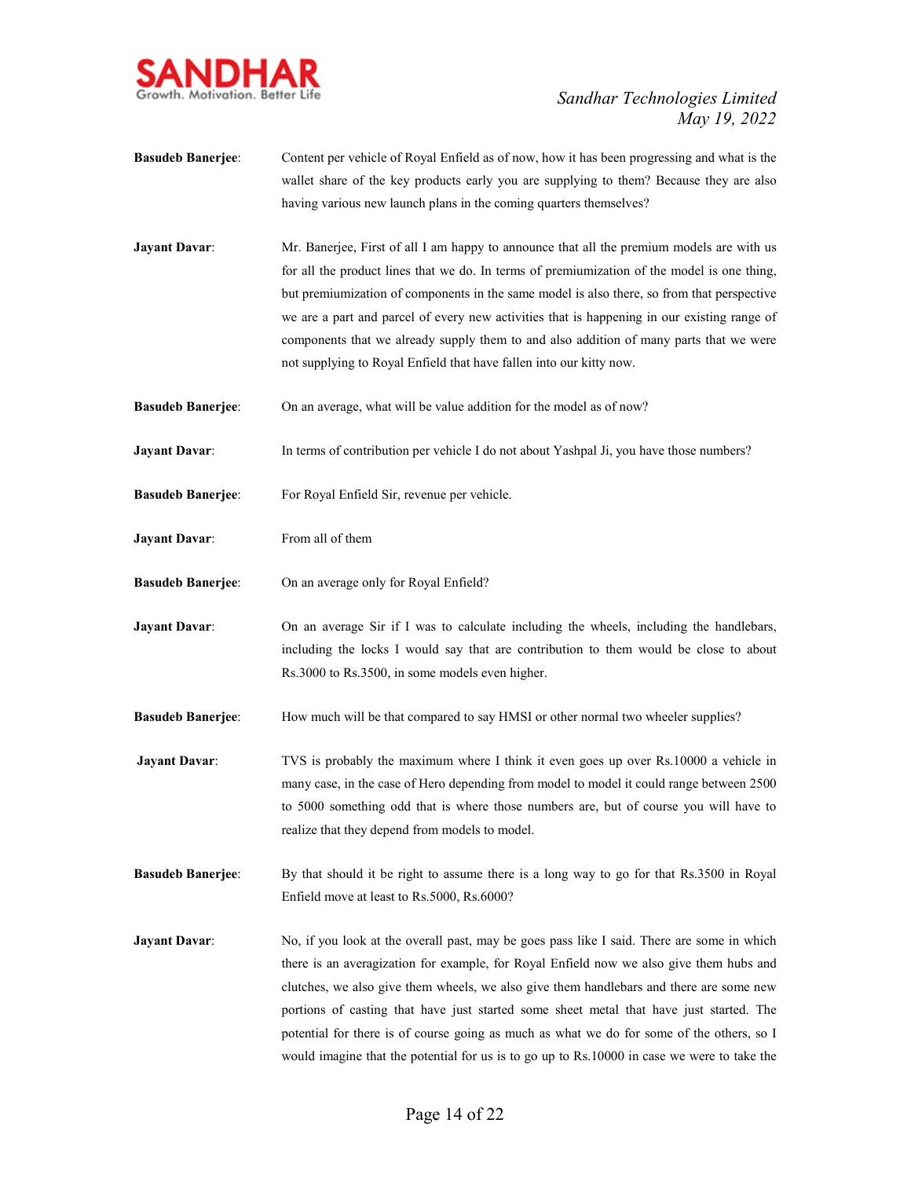**Basudeb Banerjee**: Content per vehicle of Royal Enfield as of now, how it has been progressing and what is the wallet share of the key products early you are supplying to them? Because they are also having various new launch plans in the coming quarters themselves?

**Jayant Davar**: Mr. Banerjee, First of all I am happy to announce that all the premium models are with us for all the product lines that we do. In terms of premiumization of the model is one thing, but premiumization of components in the same model is also there, so from that perspective we are a part and parcel of every new activities that is happening in our existing range of components that we already supply them to and also addition of many parts that we were not supplying to Royal Enfield that have fallen into our kitty now.

**Basudeb Banerjee**: On an average, what will be value addition for the model as of now?

**Jayant Davar**: In terms of contribution per vehicle I do not about Yashpal Ji, you have those numbers?

**Basudeb Banerjee**: For Royal Enfield Sir, revenue per vehicle.

**Jayant Davar**: From all of them

**Basudeb Banerjee**: On an average only for Royal Enfield?

**Jayant Davar**: On an average Sir if I was to calculate including the wheels, including the handlebars, including the locks I would say that are contribution to them would be close to about Rs.3000 to Rs.3500, in some models even higher.

**Basudeb Banerjee**: How much will be that compared to say HMSI or other normal two wheeler supplies?

**Jayant Davar**: TVS is probably the maximum where I think it even goes up over Rs.10000 a vehicle in many case, in the case of Hero depending from model to model it could range between 2500 to 5000 something odd that is where those numbers are, but of course you will have to realize that they depend from models to model.

**Basudeb Banerjee**: By that should it be right to assume there is a long way to go for that Rs.3500 in Royal Enfield move at least to Rs.5000, Rs.6000?

**Jayant Davar**: No, if you look at the overall past, may be goes pass like I said. There are some in which there is an averagization for example, for Royal Enfield now we also give them hubs and clutches, we also give them wheels, we also give them handlebars and there are some new portions of casting that have just started some sheet metal that have just started. The potential for there is of course going as much as what we do for some of the others, so I would imagine that the potential for us is to go up to Rs.10000 in case we were to take the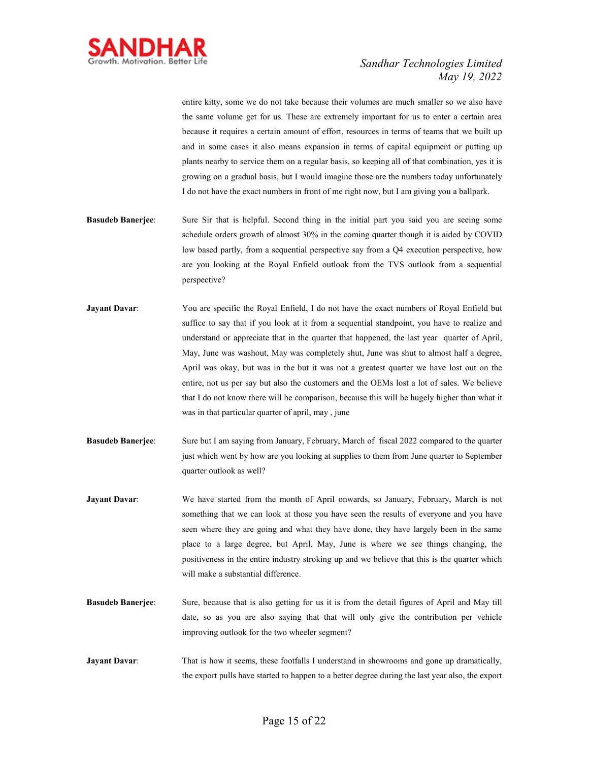entire kitty, some we do not take because their volumes are much smaller so we also have the same volume get for us. These are extremely important for us to enter a certain area because it requires a certain amount of effort, resources in terms of teams that we built up and in some cases it also means expansion in terms of capital equipment or putting up plants nearby to service them on a regular basis, so keeping all of that combination, yes it is growing on a gradual basis, but I would imagine those are the numbers today unfortunately I do not have the exact numbers in front of me right now, but I am giving you a ballpark.

**Basudeb Banerjee**: Sure Sir that is helpful. Second thing in the initial part you said you are seeing some schedule orders growth of almost 30% in the coming quarter though it is aided by COVID low based partly, from a sequential perspective say from a Q4 execution perspective, how are you looking at the Royal Enfield outlook from the TVS outlook from a sequential perspective?

**Jayant Davar**: You are specific the Royal Enfield, I do not have the exact numbers of Royal Enfield but suffice to say that if you look at it from a sequential standpoint, you have to realize and understand or appreciate that in the quarter that happened, the last year quarter of April, May, June was washout, May was completely shut, June was shut to almost half a degree, April was okay, but was in the but it was not a greatest quarter we have lost out on the entire, not us per say but also the customers and the OEMs lost a lot of sales. We believe that I do not know there will be comparison, because this will be hugely higher than what it was in that particular quarter of april, may , june

**Basudeb Banerjee**: Sure but I am saying from January, February, March of fiscal 2022 compared to the quarter just which went by how are you looking at supplies to them from June quarter to September quarter outlook as well?

**Jayant Davar**: We have started from the month of April onwards, so January, February, March is not something that we can look at those you have seen the results of everyone and you have seen where they are going and what they have done, they have largely been in the same place to a large degree, but April, May, June is where we see things changing, the positiveness in the entire industry stroking up and we believe that this is the quarter which will make a substantial difference.

**Basudeb Banerjee**: Sure, because that is also getting for us it is from the detail figures of April and May till date, so as you are also saying that that will only give the contribution per vehicle improving outlook for the two wheeler segment?

**Jayant Davar**: That is how it seems, these footfalls I understand in showrooms and gone up dramatically, the export pulls have started to happen to a better degree during the last year also, the export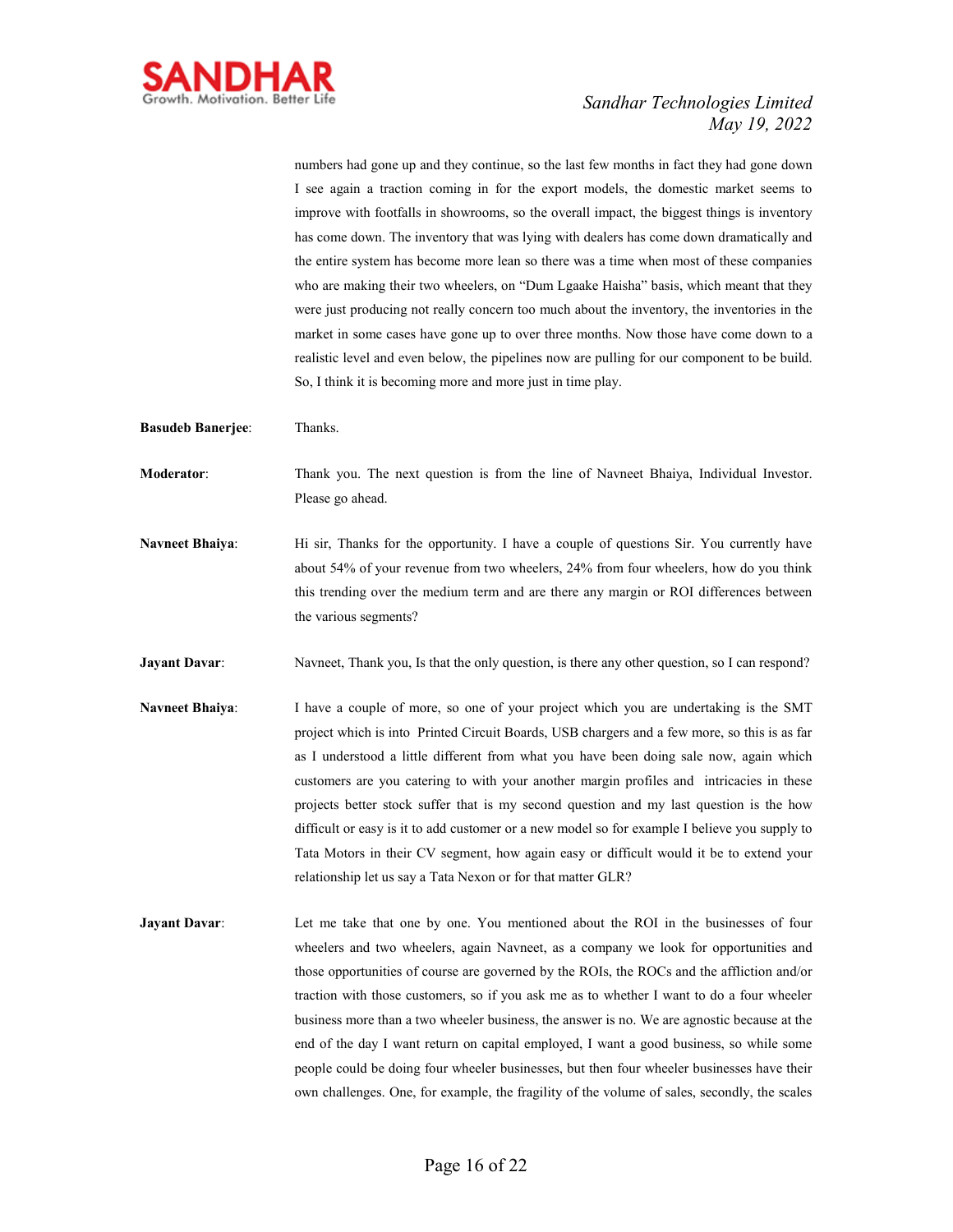numbers had gone up and they continue, so the last few months in fact they had gone down I see again a traction coming in for the export models, the domestic market seems to improve with footfalls in showrooms, so the overall impact, the biggest things is inventory has come down. The inventory that was lying with dealers has come down dramatically and the entire system has become more lean so there was a time when most of these companies who are making their two wheelers, on "Dum Lgaake Haisha" basis, which meant that they were just producing not really concern too much about the inventory, the inventories in the market in some cases have gone up to over three months. Now those have come down to a realistic level and even below, the pipelines now are pulling for our component to be build. So, I think it is becoming more and more just in time play.

**Basudeb Banerjee**: Thanks.

**Moderator**: Thank you. The next question is from the line of Navneet Bhaiya, Individual Investor. Please go ahead.

**Navneet Bhaiya**: Hi sir, Thanks for the opportunity. I have a couple of questions Sir. You currently have about 54% of your revenue from two wheelers, 24% from four wheelers, how do you think this trending over the medium term and are there any margin or ROI differences between the various segments?

**Jayant Davar**: Navneet, Thank you, Is that the only question, is there any other question, so I can respond?

**Navneet Bhaiya**: I have a couple of more, so one of your project which you are undertaking is the SMT project which is into Printed Circuit Boards, USB chargers and a few more, so this is as far as I understood a little different from what you have been doing sale now, again which customers are you catering to with your another margin profiles and intricacies in these projects better stock suffer that is my second question and my last question is the how difficult or easy is it to add customer or a new model so for example I believe you supply to Tata Motors in their CV segment, how again easy or difficult would it be to extend your relationship let us say a Tata Nexon or for that matter GLR?

**Jayant Davar**: Let me take that one by one. You mentioned about the ROI in the businesses of four wheelers and two wheelers, again Navneet, as a company we look for opportunities and those opportunities of course are governed by the ROIs, the ROCs and the affliction and/or traction with those customers, so if you ask me as to whether I want to do a four wheeler business more than a two wheeler business, the answer is no. We are agnostic because at the end of the day I want return on capital employed, I want a good business, so while some people could be doing four wheeler businesses, but then four wheeler businesses have their own challenges. One, for example, the fragility of the volume of sales, secondly, the scales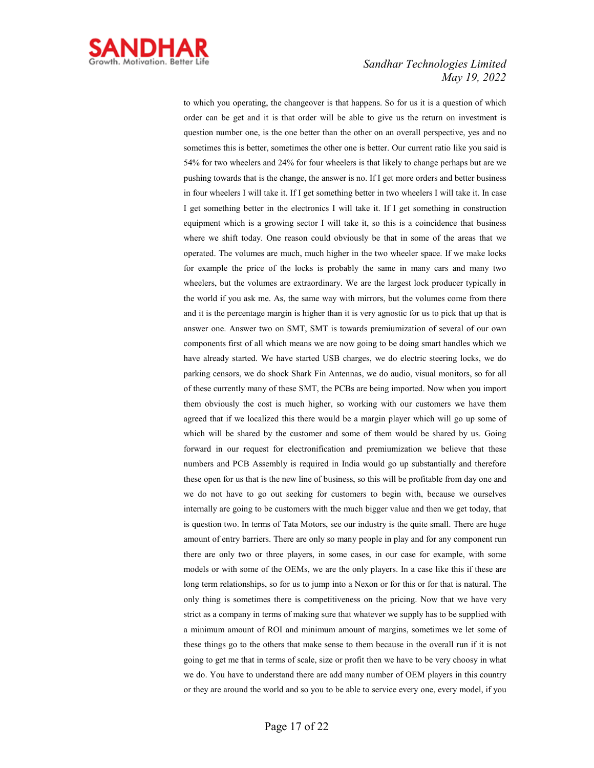to which you operating, the changeover is that happens. So for us it is a question of which order can be get and it is that order will be able to give us the return on investment is question number one, is the one better than the other on an overall perspective, yes and no sometimes this is better, sometimes the other one is better. Our current ratio like you said is 54% for two wheelers and 24% for four wheelers is that likely to change perhaps but are we pushing towards that is the change, the answer is no. If I get more orders and better business in four wheelers I will take it. If I get something better in two wheelers I will take it. In case I get something better in the electronics I will take it. If I get something in construction equipment which is a growing sector I will take it, so this is a coincidence that business where we shift today. One reason could obviously be that in some of the areas that we operated. The volumes are much, much higher in the two wheeler space. If we make locks for example the price of the locks is probably the same in many cars and many two wheelers, but the volumes are extraordinary. We are the largest lock producer typically in the world if you ask me. As, the same way with mirrors, but the volumes come from there and it is the percentage margin is higher than it is very agnostic for us to pick that up that is answer one. Answer two on SMT, SMT is towards premiumization of several of our own components first of all which means we are now going to be doing smart handles which we have already started. We have started USB charges, we do electric steering locks, we do parking censors, we do shock Shark Fin Antennas, we do audio, visual monitors, so for all of these currently many of these SMT, the PCBs are being imported. Now when you import them obviously the cost is much higher, so working with our customers we have them agreed that if we localized this there would be a margin player which will go up some of which will be shared by the customer and some of them would be shared by us. Going forward in our request for electronification and premiumization we believe that these numbers and PCB Assembly is required in India would go up substantially and therefore these open for us that is the new line of business, so this will be profitable from day one and we do not have to go out seeking for customers to begin with, because we ourselves internally are going to be customers with the much bigger value and then we get today, that is question two. In terms of Tata Motors, see our industry is the quite small. There are huge amount of entry barriers. There are only so many people in play and for any component run there are only two or three players, in some cases, in our case for example, with some models or with some of the OEMs, we are the only players. In a case like this if these are long term relationships, so for us to jump into a Nexon or for this or for that is natural. The only thing is sometimes there is competitiveness on the pricing. Now that we have very strict as a company in terms of making sure that whatever we supply has to be supplied with a minimum amount of ROI and minimum amount of margins, sometimes we let some of these things go to the others that make sense to them because in the overall run if it is not going to get me that in terms of scale, size or profit then we have to be very choosy in what we do. You have to understand there are add many number of OEM players in this country or they are around the world and so you to be able to service every one, every model, if you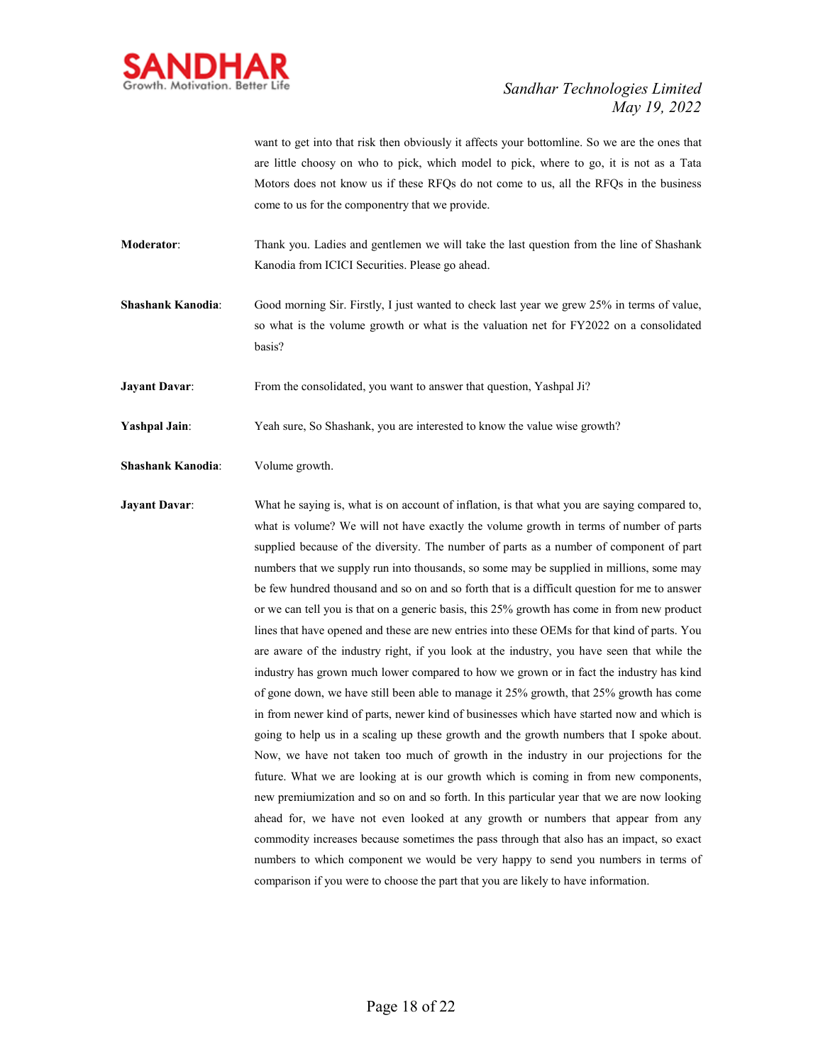want to get into that risk then obviously it affects your bottomline. So we are the ones that are little choosy on who to pick, which model to pick, where to go, it is not as a Tata Motors does not know us if these RFQs do not come to us, all the RFQs in the business come to us for the componentry that we provide.

**Moderator**: Thank you. Ladies and gentlemen we will take the last question from the line of Shashank Kanodia from ICICI Securities. Please go ahead.

**Shashank Kanodia**: Good morning Sir. Firstly, I just wanted to check last year we grew 25% in terms of value, so what is the volume growth or what is the valuation net for FY2022 on a consolidated basis?

**Jayant Davar**: From the consolidated, you want to answer that question, Yashpal Ji?

**Yashpal Jain**: Yeah sure, So Shashank, you are interested to know the value wise growth?

**Shashank Kanodia**: Volume growth.

**Jayant Davar**: What he saying is, what is on account of inflation, is that what you are saying compared to, what is volume? We will not have exactly the volume growth in terms of number of parts supplied because of the diversity. The number of parts as a number of component of part numbers that we supply run into thousands, so some may be supplied in millions, some may be few hundred thousand and so on and so forth that is a difficult question for me to answer or we can tell you is that on a generic basis, this 25% growth has come in from new product lines that have opened and these are new entries into these OEMs for that kind of parts. You are aware of the industry right, if you look at the industry, you have seen that while the industry has grown much lower compared to how we grown or in fact the industry has kind of gone down, we have still been able to manage it 25% growth, that 25% growth has come in from newer kind of parts, newer kind of businesses which have started now and which is going to help us in a scaling up these growth and the growth numbers that I spoke about. Now, we have not taken too much of growth in the industry in our projections for the future. What we are looking at is our growth which is coming in from new components, new premiumization and so on and so forth. In this particular year that we are now looking ahead for, we have not even looked at any growth or numbers that appear from any commodity increases because sometimes the pass through that also has an impact, so exact numbers to which component we would be very happy to send you numbers in terms of comparison if you were to choose the part that you are likely to have information.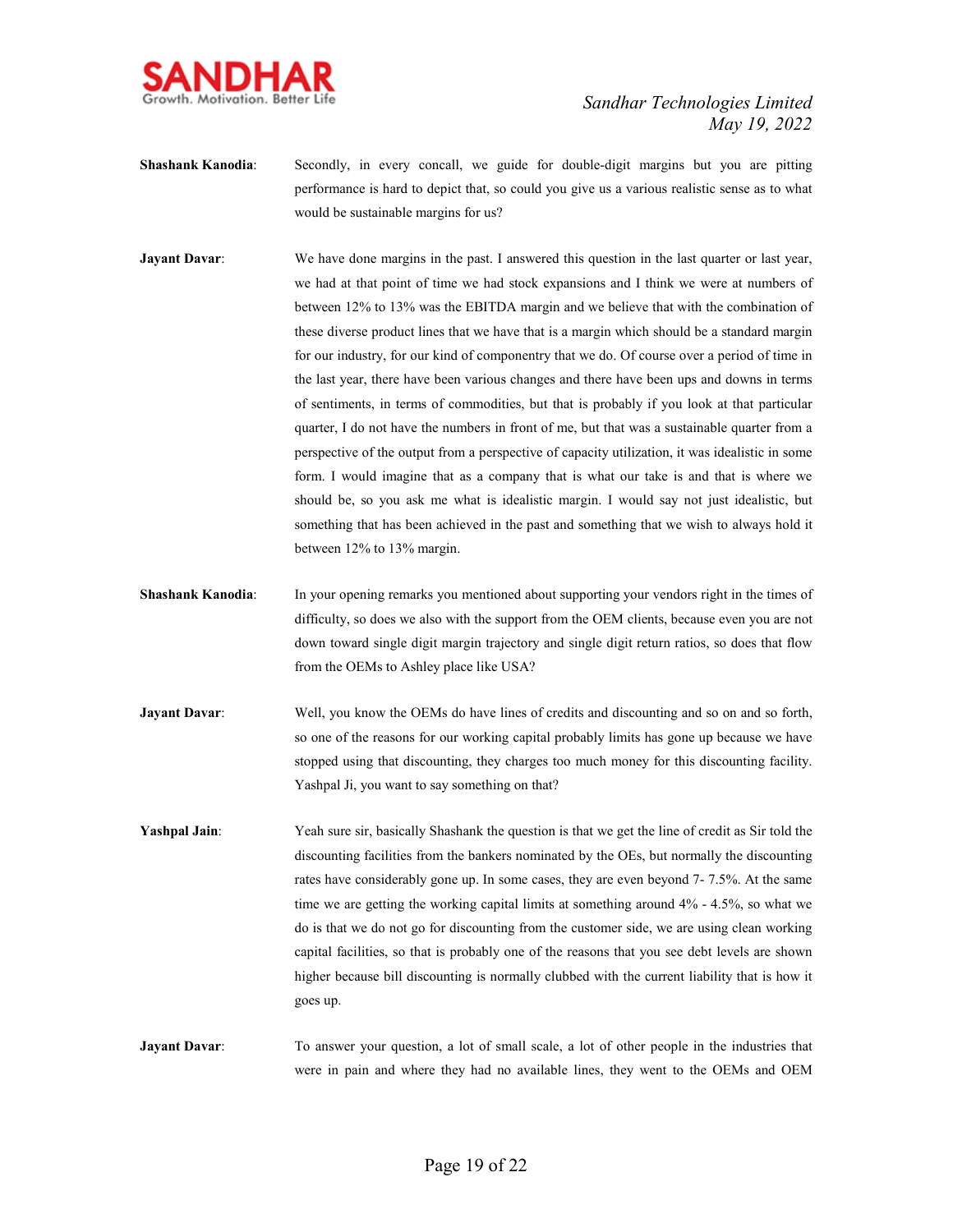**Shashank Kanodia**: Secondly, in every concall, we guide for double-digit margins but you are pitting performance is hard to depict that, so could you give us a various realistic sense as to what would be sustainable margins for us?

**Jayant Davar**: We have done margins in the past. I answered this question in the last quarter or last year, we had at that point of time we had stock expansions and I think we were at numbers of between 12% to 13% was the EBITDA margin and we believe that with the combination of these diverse product lines that we have that is a margin which should be a standard margin for our industry, for our kind of componentry that we do. Of course over a period of time in the last year, there have been various changes and there have been ups and downs in terms of sentiments, in terms of commodities, but that is probably if you look at that particular quarter, I do not have the numbers in front of me, but that was a sustainable quarter from a perspective of the output from a perspective of capacity utilization, it was idealistic in some form. I would imagine that as a company that is what our take is and that is where we should be, so you ask me what is idealistic margin. I would say not just idealistic, but something that has been achieved in the past and something that we wish to always hold it between 12% to 13% margin.

**Shashank Kanodia**: In your opening remarks you mentioned about supporting your vendors right in the times of difficulty, so does we also with the support from the OEM clients, because even you are not down toward single digit margin trajectory and single digit return ratios, so does that flow from the OEMs to Ashley place like USA?

**Jayant Davar**: Well, you know the OEMs do have lines of credits and discounting and so on and so forth, so one of the reasons for our working capital probably limits has gone up because we have stopped using that discounting, they charges too much money for this discounting facility. Yashpal Ji, you want to say something on that?

**Yashpal Jain**: Yeah sure sir, basically Shashank the question is that we get the line of credit as Sir told the discounting facilities from the bankers nominated by the OEs, but normally the discounting rates have considerably gone up. In some cases, they are even beyond 7- 7.5%. At the same time we are getting the working capital limits at something around 4% - 4.5%, so what we do is that we do not go for discounting from the customer side, we are using clean working capital facilities, so that is probably one of the reasons that you see debt levels are shown higher because bill discounting is normally clubbed with the current liability that is how it goes up.

**Jayant Davar**: To answer your question, a lot of small scale, a lot of other people in the industries that were in pain and where they had no available lines, they went to the OEMs and OEM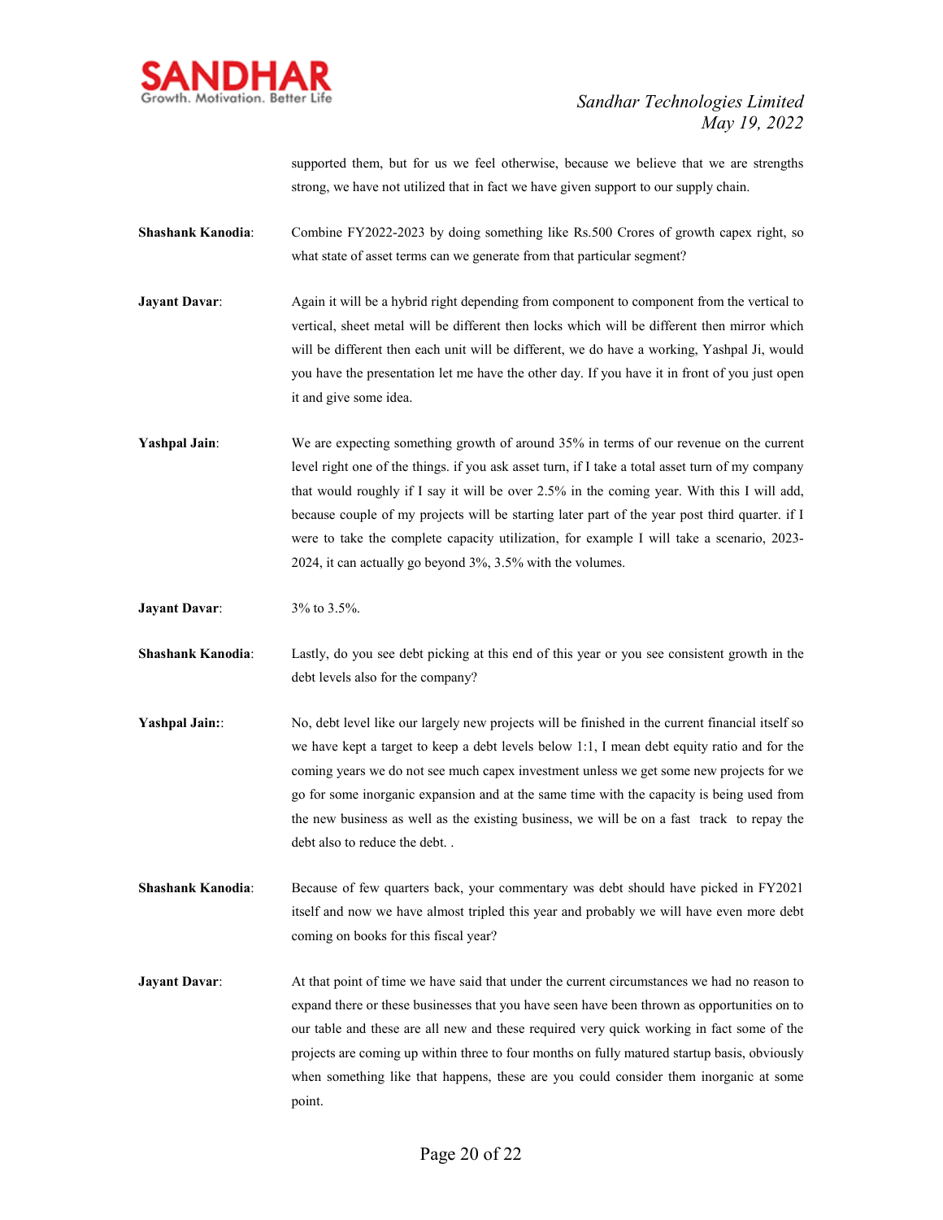supported them, but for us we feel otherwise, because we believe that we are strengths strong, we have not utilized that in fact we have given support to our supply chain.

**Shashank Kanodia**: Combine FY2022-2023 by doing something like Rs.500 Crores of growth capex right, so what state of asset terms can we generate from that particular segment?

**Jayant Davar**: Again it will be a hybrid right depending from component to component from the vertical to vertical, sheet metal will be different then locks which will be different then mirror which will be different then each unit will be different, we do have a working, Yashpal Ji, would you have the presentation let me have the other day. If you have it in front of you just open it and give some idea.

**Yashpal Jain**: We are expecting something growth of around 35% in terms of our revenue on the current level right one of the things. if you ask asset turn, if I take a total asset turn of my company that would roughly if I say it will be over 2.5% in the coming year. With this I will add, because couple of my projects will be starting later part of the year post third quarter. if I were to take the complete capacity utilization, for example I will take a scenario, 2023-2024, it can actually go beyond 3%, 3.5% with the volumes.

**Jayant Davar**: 3% to 3.5%.

**Shashank Kanodia**: Lastly, do you see debt picking at this end of this year or you see consistent growth in the debt levels also for the company?

**Yashpal Jain:**: No, debt level like our largely new projects will be finished in the current financial itself so we have kept a target to keep a debt levels below 1:1, I mean debt equity ratio and for the coming years we do not see much capex investment unless we get some new projects for we go for some inorganic expansion and at the same time with the capacity is being used from the new business as well as the existing business, we will be on a fast track to repay the debt also to reduce the debt. .

**Shashank Kanodia**: Because of few quarters back, your commentary was debt should have picked in FY2021 itself and now we have almost tripled this year and probably we will have even more debt coming on books for this fiscal year?

**Jayant Davar**: At that point of time we have said that under the current circumstances we had no reason to expand there or these businesses that you have seen have been thrown as opportunities on to our table and these are all new and these required very quick working in fact some of the projects are coming up within three to four months on fully matured startup basis, obviously when something like that happens, these are you could consider them inorganic at some point.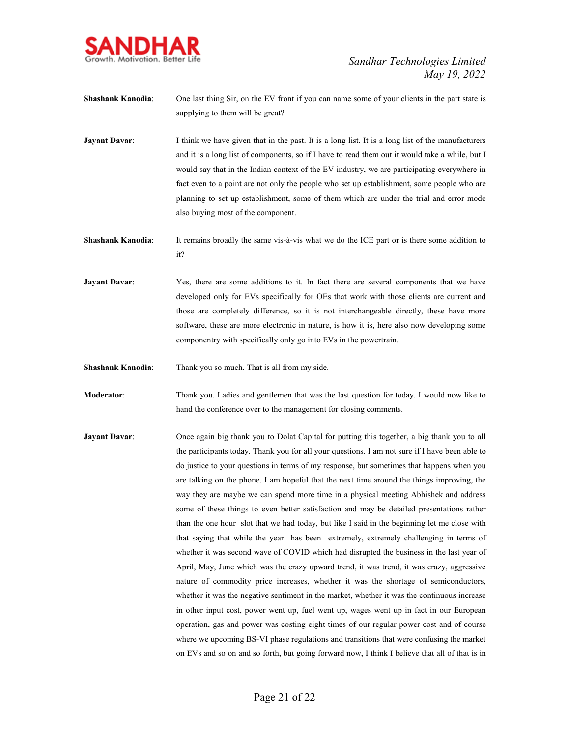**Shashank Kanodia**: One last thing Sir, on the EV front if you can name some of your clients in the part state is supplying to them will be great?

**Jayant Davar**: I think we have given that in the past. It is a long list. It is a long list of the manufacturers and it is a long list of components, so if I have to read them out it would take a while, but I would say that in the Indian context of the EV industry, we are participating everywhere in fact even to a point are not only the people who set up establishment, some people who are planning to set up establishment, some of them which are under the trial and error mode also buying most of the component.

**Shashank Kanodia**: It remains broadly the same vis-à-vis what we do the ICE part or is there some addition to it?

**Jayant Davar**: Yes, there are some additions to it. In fact there are several components that we have developed only for EVs specifically for OEs that work with those clients are current and those are completely difference, so it is not interchangeable directly, these have more software, these are more electronic in nature, is how it is, here also now developing some componentry with specifically only go into EVs in the powertrain.

**Shashank Kanodia**: Thank you so much. That is all from my side.

**Moderator**: Thank you. Ladies and gentlemen that was the last question for today. I would now like to hand the conference over to the management for closing comments.

**Jayant Davar**: Once again big thank you to Dolat Capital for putting this together, a big thank you to all the participants today. Thank you for all your questions. I am not sure if I have been able to do justice to your questions in terms of my response, but sometimes that happens when you are talking on the phone. I am hopeful that the next time around the things improving, the way they are maybe we can spend more time in a physical meeting Abhishek and address some of these things to even better satisfaction and may be detailed presentations rather than the one hour slot that we had today, but like I said in the beginning let me close with that saying that while the year has been extremely, extremely challenging in terms of whether it was second wave of COVID which had disrupted the business in the last year of April, May, June which was the crazy upward trend, it was trend, it was crazy, aggressive nature of commodity price increases, whether it was the shortage of semiconductors, whether it was the negative sentiment in the market, whether it was the continuous increase in other input cost, power went up, fuel went up, wages went up in fact in our European operation, gas and power was costing eight times of our regular power cost and of course where we upcoming BS-VI phase regulations and transitions that were confusing the market on EVs and so on and so forth, but going forward now, I think I believe that all of that is in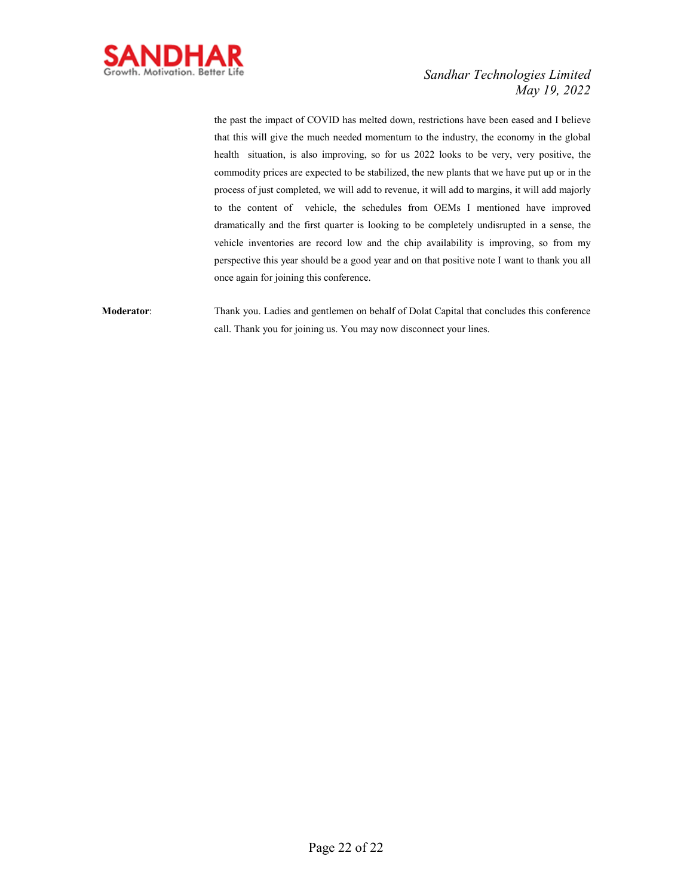the past the impact of COVID has melted down, restrictions have been eased and I believe that this will give the much needed momentum to the industry, the economy in the global health situation, is also improving, so for us 2022 looks to be very, very positive, the commodity prices are expected to be stabilized, the new plants that we have put up or in the process of just completed, we will add to revenue, it will add to margins, it will add majorly to the content of vehicle, the schedules from OEMs I mentioned have improved dramatically and the first quarter is looking to be completely undisrupted in a sense, the vehicle inventories are record low and the chip availability is improving, so from my perspective this year should be a good year and on that positive note I want to thank you all once again for joining this conference.

**Moderator**: Thank you. Ladies and gentlemen on behalf of Dolat Capital that concludes this conference call. Thank you for joining us. You may now disconnect your lines.